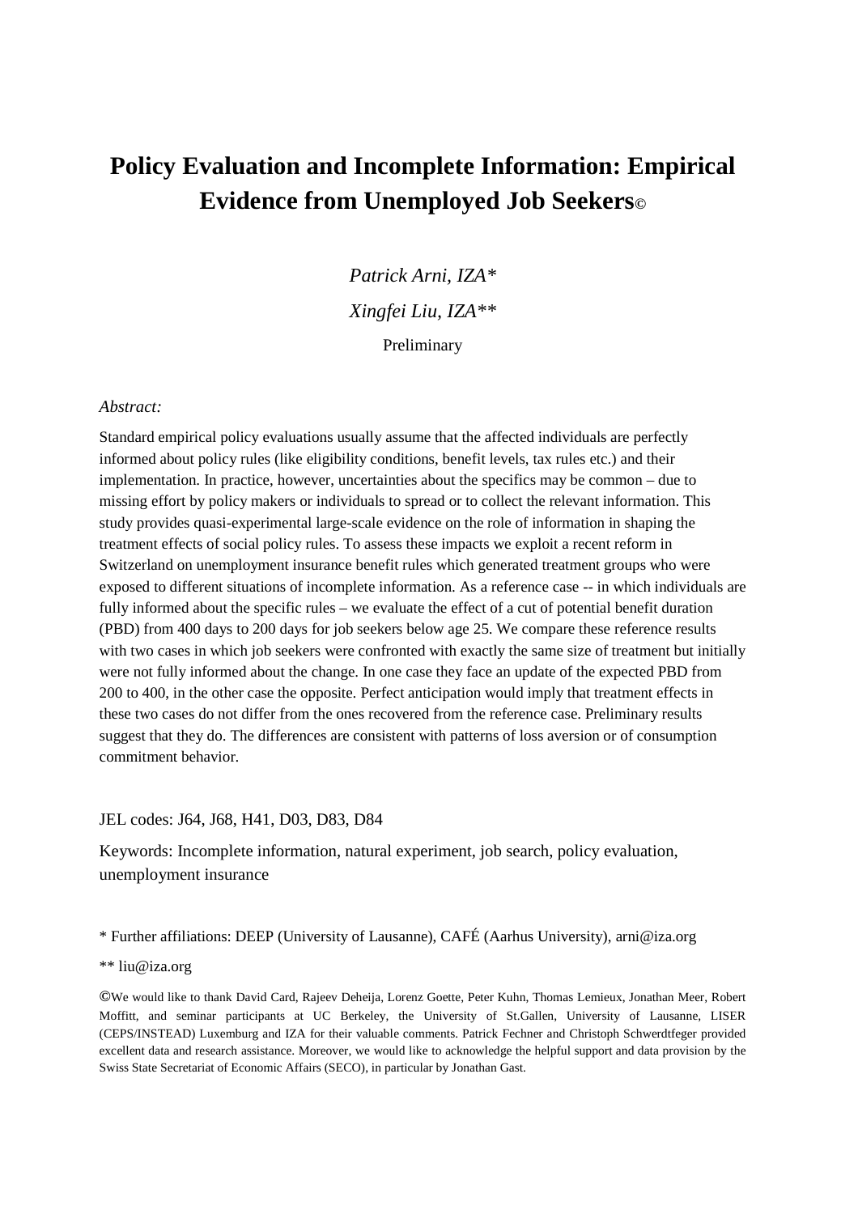# Policy Evaluation and Incomplete Information: Empirical Evidence from Unemployed Job Seekers©

*Patrick Arni, IZA**

*Xingfei Liu, IZA***

Preliminary

*Abstract:*

Standard empirical policy evaluations usually assume that the affected individuals are perfectly informed about policy rules (like eligibility conditions, benefit levels, tax rules etc.) and their implementation. In practice, however, uncertainties about the specifics may be common – due to missing effort by policy makers or individuals to spread or to collect the relevant information. This study provides quasi-experimental large-scale evidence on the role of information in shaping the treatment effects of social policy rules. To assess these impacts we exploit a recent reform in Switzerland on unemployment insurance benefit rules which generated treatment groups who were exposed to different situations of incomplete information. As a reference case -- in which individuals are fully informed about the specific rules – we evaluate the effect of a cut of potential benefit duration (PBD) from 400 days to 200 days for job seekers below age 25. We compare these reference results with two cases in which job seekers were confronted with exactly the same size of treatment but initially were not fully informed about the change. In one case they face an update of the expected PBD from 200 to 400, in the other case the opposite. Perfect anticipation would imply that treatment effects in these two cases do not differ from the ones recovered from the reference case. Preliminary results suggest that they do. The differences are consistent with patterns of loss aversion or of consumption commitment behavior.

JEL codes: J64, J68, H41, D03, D83, D84

Keywords: Incomplete information, natural experiment, job search, policy evaluation, unemployment insurance

\* Further affiliations: DEEP (University of Lausanne), CAFÉ (Aarhus University), arni@iza.org

\*\* liu@iza.org

©We would like to thank David Card, Rajeev Deheija, Lorenz Goette, Peter Kuhn, Thomas Lemieux, Jonathan Meer, Robert Moffitt, and seminar participants at UC Berkeley, the University of St.Gallen, University of Lausanne, LISER (CEPS/INSTEAD) Luxemburg and IZA for their valuable comments. Patrick Fechner and Christoph Schwerdtfeger provided excellent data and research assistance. Moreover, we would like to acknowledge the helpful support and data provision by the Swiss State Secretariat of Economic Affairs (SECO), in particular by Jonathan Gast.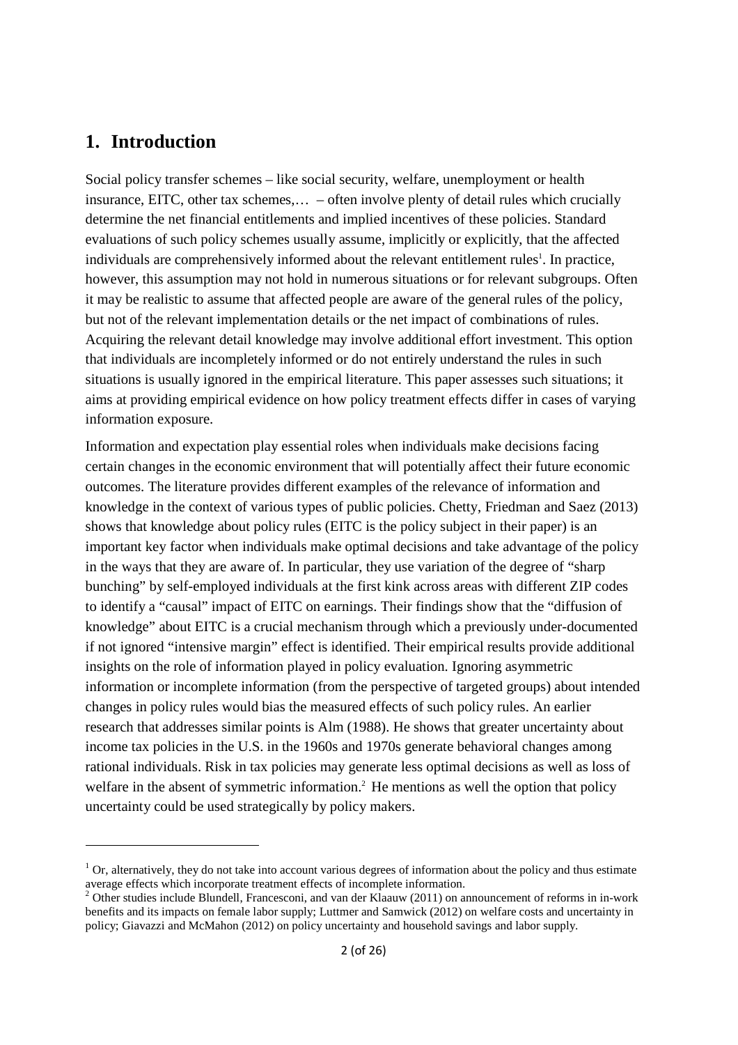# 1. Introduction

Social policy transfer schemes – like social security, welfare, unemployment or health insurance, EITC, other tax schemes,… – often involve plenty of detail rules which crucially determine the net financial entitlements and implied incentives of these policies. Standard evaluations of such policy schemes usually assume, implicitly or explicitly, that the affected individuals are comprehensively informed about the relevant entitlement rules[1]. In practice, however, this assumption may not hold in numerous situations or for relevant subgroups. Often it may be realistic to assume that affected people are aware of the general rules of the policy, but not of the relevant implementation details or the net impact of combinations of rules. Acquiring the relevant detail knowledge may involve additional effort investment. This option that individuals are incompletely informed or do not entirely understand the rules in such situations is usually ignored in the empirical literature. This paper assesses such situations; it aims at providing empirical evidence on how policy treatment effects differ in cases of varying information exposure.

Information and expectation play essential roles when individuals make decisions facing certain changes in the economic environment that will potentially affect their future economic outcomes. The literature provides different examples of the relevance of information and knowledge in the context of various types of public policies. Chetty, Friedman and Saez (2013) shows that knowledge about policy rules (EITC is the policy subject in their paper) is an important key factor when individuals make optimal decisions and take advantage of the policy in the ways that they are aware of. In particular, they use variation of the degree of "sharp bunching" by self-employed individuals at the first kink across areas with different ZIP codes to identify a "causal" impact of EITC on earnings. Their findings show that the "diffusion of knowledge" about EITC is a crucial mechanism through which a previously under-documented if not ignored "intensive margin" effect is identified. Their empirical results provide additional insights on the role of information played in policy evaluation. Ignoring asymmetric information or incomplete information (from the perspective of targeted groups) about intended changes in policy rules would bias the measured effects of such policy rules. An earlier research that addresses similar points is Alm (1988). He shows that greater uncertainty about income tax policies in the U.S. in the 1960s and 1970s generate behavioral changes among rational individuals. Risk in tax policies may generate less optimal decisions as well as loss of welfare in the absent of symmetric information.[2] He mentions as well the option that policy uncertainty could be used strategically by policy makers.

---

[1] Or, alternatively, they do not take into account various degrees of information about the policy and thus estimate average effects which incorporate treatment effects of incomplete information.

[2] Other studies include Blundell, Francesconi, and van der Klaauw (2011) on announcement of reforms in in-work benefits and its impacts on female labor supply; Luttmer and Samwick (2012) on welfare costs and uncertainty in policy; Giavazzi and McMahon (2012) on policy uncertainty and household savings and labor supply.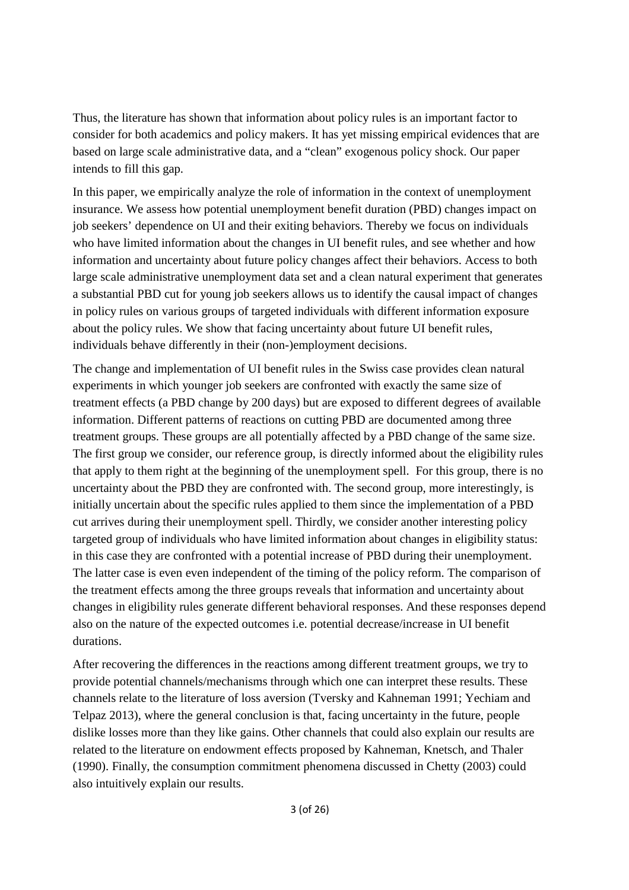Thus, the literature has shown that information about policy rules is an important factor to consider for both academics and policy makers. It has yet missing empirical evidences that are based on large scale administrative data, and a "clean" exogenous policy shock. Our paper intends to fill this gap.

In this paper, we empirically analyze the role of information in the context of unemployment insurance. We assess how potential unemployment benefit duration (PBD) changes impact on job seekers' dependence on UI and their exiting behaviors. Thereby we focus on individuals who have limited information about the changes in UI benefit rules, and see whether and how information and uncertainty about future policy changes affect their behaviors. Access to both large scale administrative unemployment data set and a clean natural experiment that generates a substantial PBD cut for young job seekers allows us to identify the causal impact of changes in policy rules on various groups of targeted individuals with different information exposure about the policy rules. We show that facing uncertainty about future UI benefit rules, individuals behave differently in their (non-)employment decisions.

The change and implementation of UI benefit rules in the Swiss case provides clean natural experiments in which younger job seekers are confronted with exactly the same size of treatment effects (a PBD change by 200 days) but are exposed to different degrees of available information. Different patterns of reactions on cutting PBD are documented among three treatment groups. These groups are all potentially affected by a PBD change of the same size. The first group we consider, our reference group, is directly informed about the eligibility rules that apply to them right at the beginning of the unemployment spell. For this group, there is no uncertainty about the PBD they are confronted with. The second group, more interestingly, is initially uncertain about the specific rules applied to them since the implementation of a PBD cut arrives during their unemployment spell. Thirdly, we consider another interesting policy targeted group of individuals who have limited information about changes in eligibility status: in this case they are confronted with a potential increase of PBD during their unemployment. The latter case is even even independent of the timing of the policy reform. The comparison of the treatment effects among the three groups reveals that information and uncertainty about changes in eligibility rules generate different behavioral responses. And these responses depend also on the nature of the expected outcomes i.e. potential decrease/increase in UI benefit durations.

After recovering the differences in the reactions among different treatment groups, we try to provide potential channels/mechanisms through which one can interpret these results. These channels relate to the literature of loss aversion (Tversky and Kahneman 1991; Yechiam and Telpaz 2013), where the general conclusion is that, facing uncertainty in the future, people dislike losses more than they like gains. Other channels that could also explain our results are related to the literature on endowment effects proposed by Kahneman, Knetsch, and Thaler (1990). Finally, the consumption commitment phenomena discussed in Chetty (2003) could also intuitively explain our results.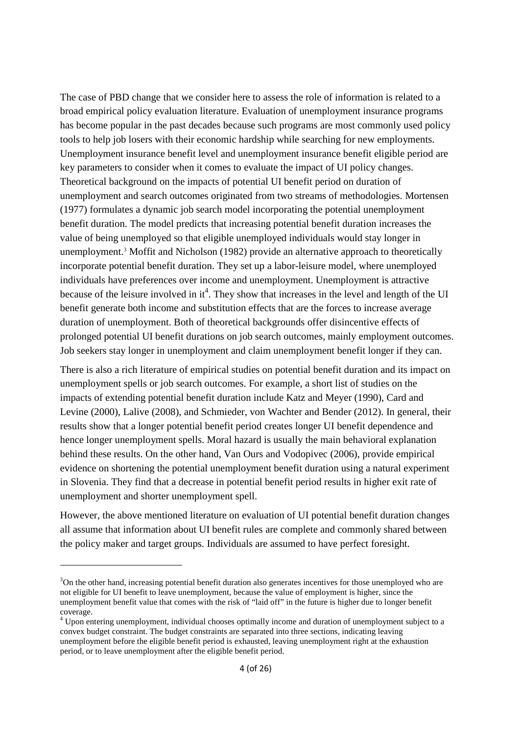The case of PBD change that we consider here to assess the role of information is related to a broad empirical policy evaluation literature. Evaluation of unemployment insurance programs has become popular in the past decades because such programs are most commonly used policy tools to help job losers with their economic hardship while searching for new employments. Unemployment insurance benefit level and unemployment insurance benefit eligible period are key parameters to consider when it comes to evaluate the impact of UI policy changes. Theoretical background on the impacts of potential UI benefit period on duration of unemployment and search outcomes originated from two streams of methodologies. Mortensen (1977) formulates a dynamic job search model incorporating the potential unemployment benefit duration. The model predicts that increasing potential benefit duration increases the value of being unemployed so that eligible unemployed individuals would stay longer in unemployment.[3] Moffit and Nicholson (1982) provide an alternative approach to theoretically incorporate potential benefit duration. They set up a labor-leisure model, where unemployed individuals have preferences over income and unemployment. Unemployment is attractive because of the leisure involved in it[4]. They show that increases in the level and length of the UI benefit generate both income and substitution effects that are the forces to increase average duration of unemployment. Both of theoretical backgrounds offer disincentive effects of prolonged potential UI benefit durations on job search outcomes, mainly employment outcomes. Job seekers stay longer in unemployment and claim unemployment benefit longer if they can.

There is also a rich literature of empirical studies on potential benefit duration and its impact on unemployment spells or job search outcomes. For example, a short list of studies on the impacts of extending potential benefit duration include Katz and Meyer (1990), Card and Levine (2000), Lalive (2008), and Schmieder, von Wachter and Bender (2012). In general, their results show that a longer potential benefit period creates longer UI benefit dependence and hence longer unemployment spells. Moral hazard is usually the main behavioral explanation behind these results. On the other hand, Van Ours and Vodopivec (2006), provide empirical evidence on shortening the potential unemployment benefit duration using a natural experiment in Slovenia. They find that a decrease in potential benefit period results in higher exit rate of unemployment and shorter unemployment spell.

However, the above mentioned literature on evaluation of UI potential benefit duration changes all assume that information about UI benefit rules are complete and commonly shared between the policy maker and target groups. Individuals are assumed to have perfect foresight.

---

[3]On the other hand, increasing potential benefit duration also generates incentives for those unemployed who are not eligible for UI benefit to leave unemployment, because the value of employment is higher, since the unemployment benefit value that comes with the risk of "laid off" in the future is higher due to longer benefit coverage.

[4] Upon entering unemployment, individual chooses optimally income and duration of unemployment subject to a convex budget constraint. The budget constraints are separated into three sections, indicating leaving unemployment before the eligible benefit period is exhausted, leaving unemployment right at the exhaustion period, or to leave unemployment after the eligible benefit period.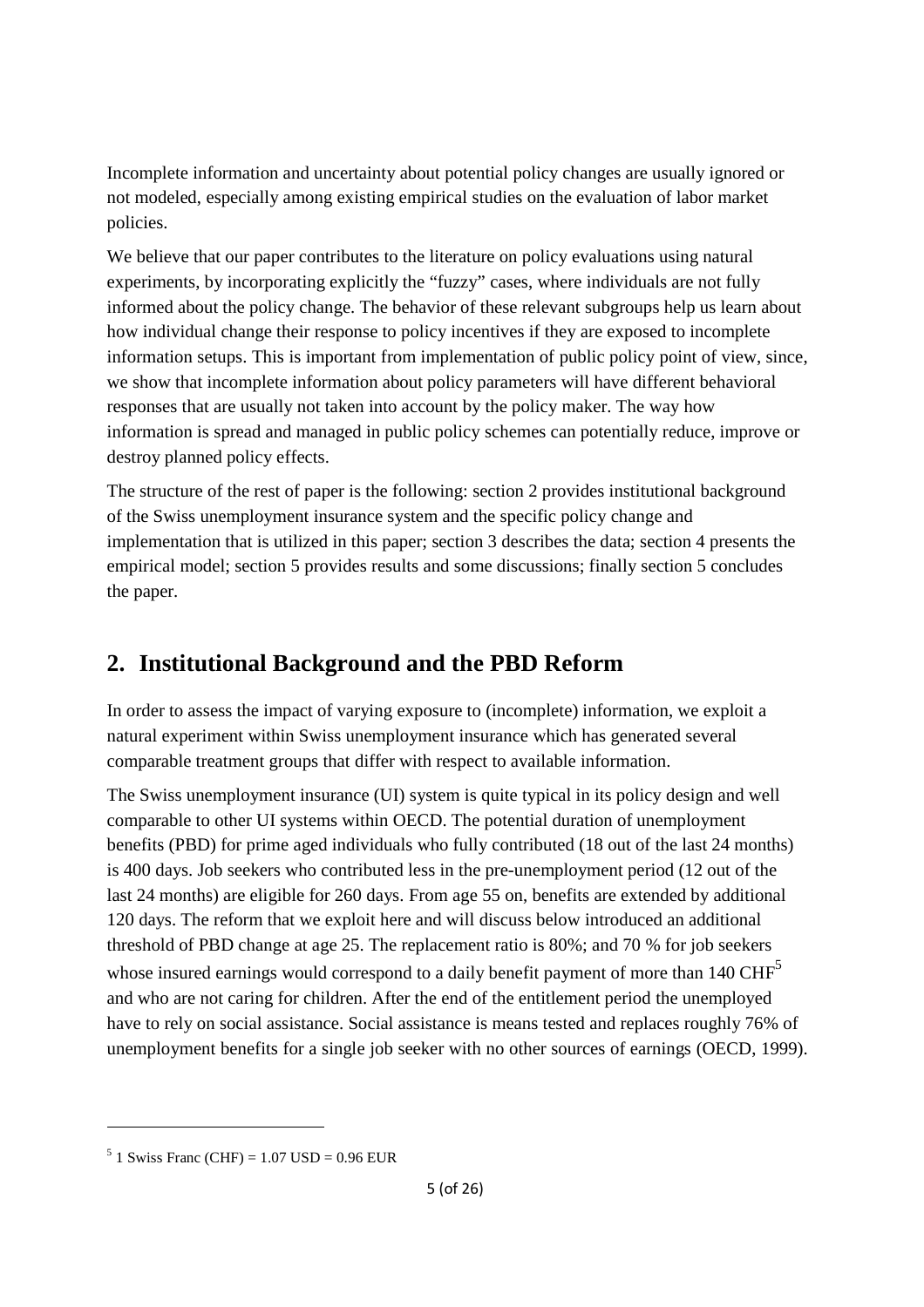Incomplete information and uncertainty about potential policy changes are usually ignored or not modeled, especially among existing empirical studies on the evaluation of labor market policies.

We believe that our paper contributes to the literature on policy evaluations using natural experiments, by incorporating explicitly the "fuzzy" cases, where individuals are not fully informed about the policy change. The behavior of these relevant subgroups help us learn about how individual change their response to policy incentives if they are exposed to incomplete information setups. This is important from implementation of public policy point of view, since, we show that incomplete information about policy parameters will have different behavioral responses that are usually not taken into account by the policy maker. The way how information is spread and managed in public policy schemes can potentially reduce, improve or destroy planned policy effects.

The structure of the rest of paper is the following: section 2 provides institutional background of the Swiss unemployment insurance system and the specific policy change and implementation that is utilized in this paper; section 3 describes the data; section 4 presents the empirical model; section 5 provides results and some discussions; finally section 5 concludes the paper.

## 2. Institutional Background and the PBD Reform

In order to assess the impact of varying exposure to (incomplete) information, we exploit a natural experiment within Swiss unemployment insurance which has generated several comparable treatment groups that differ with respect to available information.

The Swiss unemployment insurance (UI) system is quite typical in its policy design and well comparable to other UI systems within OECD. The potential duration of unemployment benefits (PBD) for prime aged individuals who fully contributed (18 out of the last 24 months) is 400 days. Job seekers who contributed less in the pre-unemployment period (12 out of the last 24 months) are eligible for 260 days. From age 55 on, benefits are extended by additional 120 days. The reform that we exploit here and will discuss below introduced an additional threshold of PBD change at age 25. The replacement ratio is 80%; and 70 % for job seekers whose insured earnings would correspond to a daily benefit payment of more than 140 CHF[5] and who are not caring for children. After the end of the entitlement period the unemployed have to rely on social assistance. Social assistance is means tested and replaces roughly 76% of unemployment benefits for a single job seeker with no other sources of earnings (OECD, 1999).

[5] 1 Swiss Franc (CHF) = 1.07 USD = 0.96 EUR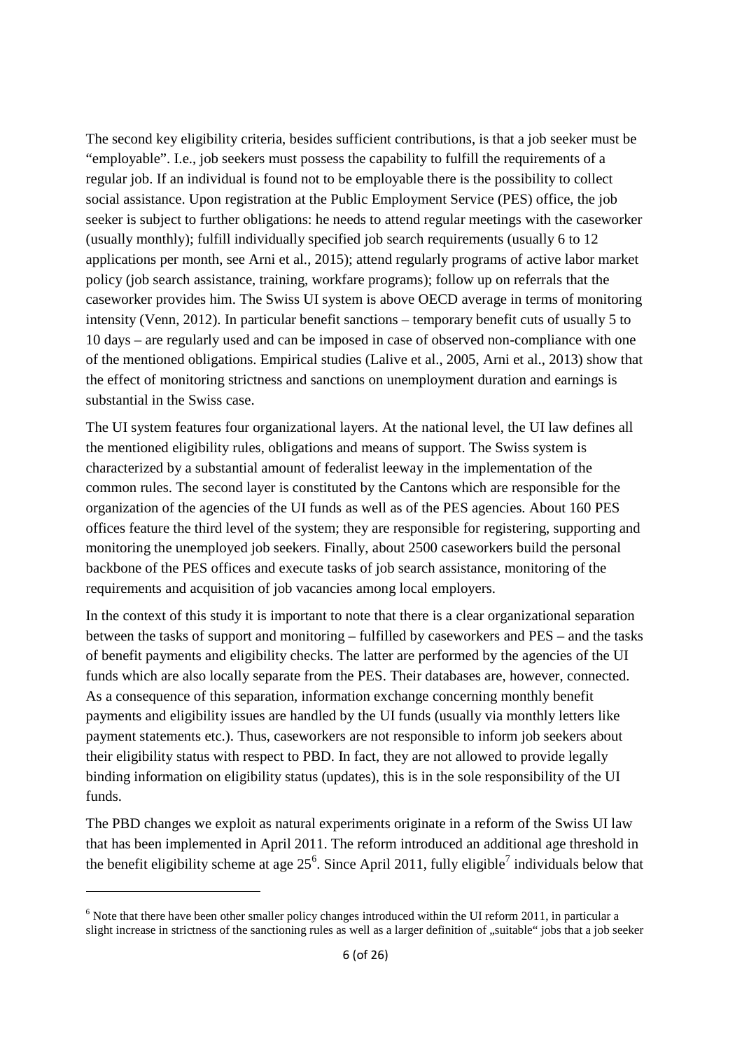The second key eligibility criteria, besides sufficient contributions, is that a job seeker must be "employable". I.e., job seekers must possess the capability to fulfill the requirements of a regular job. If an individual is found not to be employable there is the possibility to collect social assistance. Upon registration at the Public Employment Service (PES) office, the job seeker is subject to further obligations: he needs to attend regular meetings with the caseworker (usually monthly); fulfill individually specified job search requirements (usually 6 to 12 applications per month, see Arni et al., 2015); attend regularly programs of active labor market policy (job search assistance, training, workfare programs); follow up on referrals that the caseworker provides him. The Swiss UI system is above OECD average in terms of monitoring intensity (Venn, 2012). In particular benefit sanctions – temporary benefit cuts of usually 5 to 10 days – are regularly used and can be imposed in case of observed non-compliance with one of the mentioned obligations. Empirical studies (Lalive et al., 2005, Arni et al., 2013) show that the effect of monitoring strictness and sanctions on unemployment duration and earnings is substantial in the Swiss case.

The UI system features four organizational layers. At the national level, the UI law defines all the mentioned eligibility rules, obligations and means of support. The Swiss system is characterized by a substantial amount of federalist leeway in the implementation of the common rules. The second layer is constituted by the Cantons which are responsible for the organization of the agencies of the UI funds as well as of the PES agencies. About 160 PES offices feature the third level of the system; they are responsible for registering, supporting and monitoring the unemployed job seekers. Finally, about 2500 caseworkers build the personal backbone of the PES offices and execute tasks of job search assistance, monitoring of the requirements and acquisition of job vacancies among local employers.

In the context of this study it is important to note that there is a clear organizational separation between the tasks of support and monitoring – fulfilled by caseworkers and PES – and the tasks of benefit payments and eligibility checks. The latter are performed by the agencies of the UI funds which are also locally separate from the PES. Their databases are, however, connected. As a consequence of this separation, information exchange concerning monthly benefit payments and eligibility issues are handled by the UI funds (usually via monthly letters like payment statements etc.). Thus, caseworkers are not responsible to inform job seekers about their eligibility status with respect to PBD. In fact, they are not allowed to provide legally binding information on eligibility status (updates), this is in the sole responsibility of the UI funds.

The PBD changes we exploit as natural experiments originate in a reform of the Swiss UI law that has been implemented in April 2011. The reform introduced an additional age threshold in the benefit eligibility scheme at age 25[6]. Since April 2011, fully eligible[7] individuals below that

[6] Note that there have been other smaller policy changes introduced within the UI reform 2011, in particular a slight increase in strictness of the sanctioning rules as well as a larger definition of „suitable" jobs that a job seeker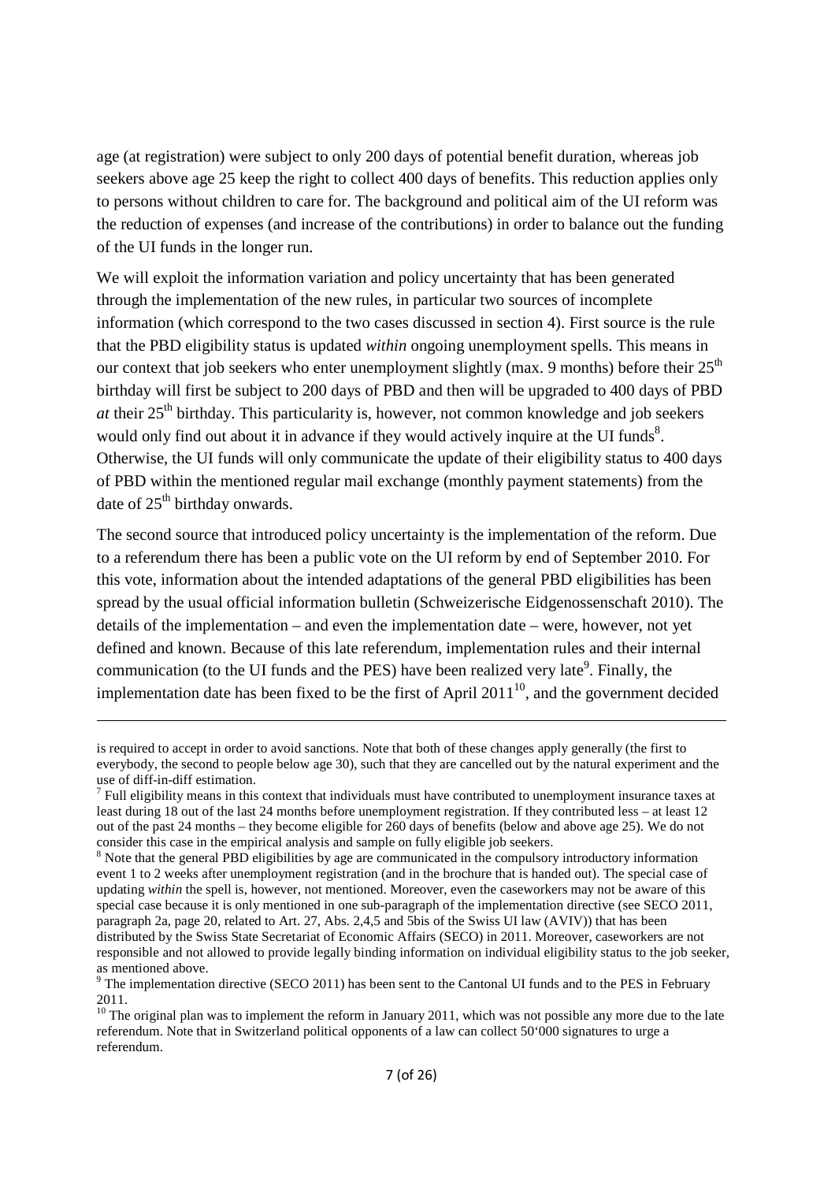age (at registration) were subject to only 200 days of potential benefit duration, whereas job seekers above age 25 keep the right to collect 400 days of benefits. This reduction applies only to persons without children to care for. The background and political aim of the UI reform was the reduction of expenses (and increase of the contributions) in order to balance out the funding of the UI funds in the longer run.

We will exploit the information variation and policy uncertainty that has been generated through the implementation of the new rules, in particular two sources of incomplete information (which correspond to the two cases discussed in section 4). First source is the rule that the PBD eligibility status is updated *within* ongoing unemployment spells. This means in our context that job seekers who enter unemployment slightly (max. 9 months) before their 25th birthday will first be subject to 200 days of PBD and then will be upgraded to 400 days of PBD *at* their 25th birthday. This particularity is, however, not common knowledge and job seekers would only find out about it in advance if they would actively inquire at the UI funds[8]. Otherwise, the UI funds will only communicate the update of their eligibility status to 400 days of PBD within the mentioned regular mail exchange (monthly payment statements) from the date of 25th birthday onwards.

The second source that introduced policy uncertainty is the implementation of the reform. Due to a referendum there has been a public vote on the UI reform by end of September 2010. For this vote, information about the intended adaptations of the general PBD eligibilities has been spread by the usual official information bulletin (Schweizerische Eidgenossenschaft 2010). The details of the implementation – and even the implementation date – were, however, not yet defined and known. Because of this late referendum, implementation rules and their internal communication (to the UI funds and the PES) have been realized very late[9]. Finally, the implementation date has been fixed to be the first of April 2011[10], and the government decided

---

is required to accept in order to avoid sanctions. Note that both of these changes apply generally (the first to everybody, the second to people below age 30), such that they are cancelled out by the natural experiment and the use of diff-in-diff estimation.

[7] Full eligibility means in this context that individuals must have contributed to unemployment insurance taxes at least during 18 out of the last 24 months before unemployment registration. If they contributed less – at least 12 out of the past 24 months – they become eligible for 260 days of benefits (below and above age 25). We do not consider this case in the empirical analysis and sample on fully eligible job seekers.

[8] Note that the general PBD eligibilities by age are communicated in the compulsory introductory information event 1 to 2 weeks after unemployment registration (and in the brochure that is handed out). The special case of updating *within* the spell is, however, not mentioned. Moreover, even the caseworkers may not be aware of this special case because it is only mentioned in one sub-paragraph of the implementation directive (see SECO 2011, paragraph 2a, page 20, related to Art. 27, Abs. 2,4,5 and 5bis of the Swiss UI law (AVIV)) that has been distributed by the Swiss State Secretariat of Economic Affairs (SECO) in 2011. Moreover, caseworkers are not responsible and not allowed to provide legally binding information on individual eligibility status to the job seeker, as mentioned above.

[9] The implementation directive (SECO 2011) has been sent to the Cantonal UI funds and to the PES in February 2011.

[10] The original plan was to implement the reform in January 2011, which was not possible any more due to the late referendum. Note that in Switzerland political opponents of a law can collect 50‘000 signatures to urge a referendum.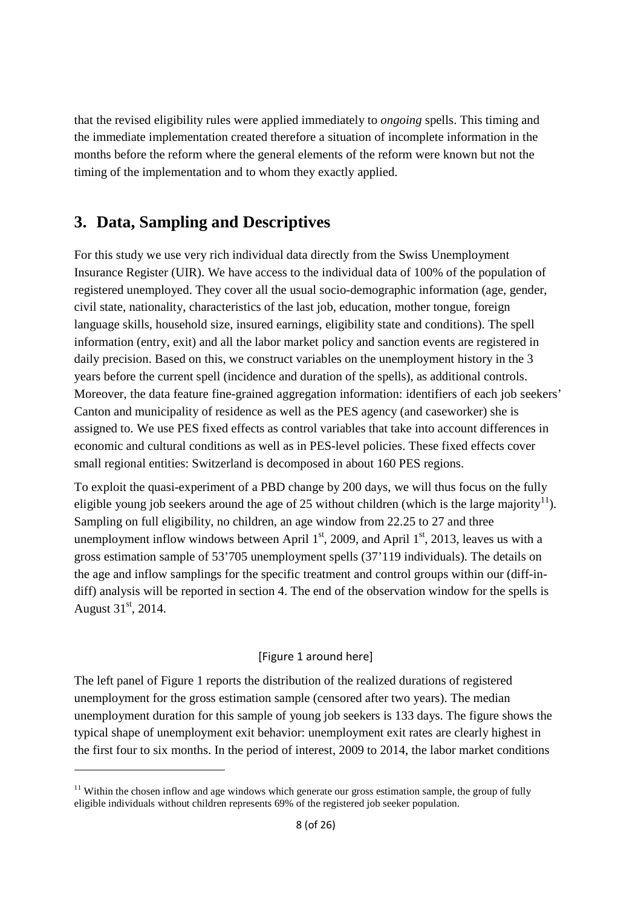that the revised eligibility rules were applied immediately to *ongoing* spells. This timing and the immediate implementation created therefore a situation of incomplete information in the months before the reform where the general elements of the reform were known but not the timing of the implementation and to whom they exactly applied.

## 3. Data, Sampling and Descriptives

For this study we use very rich individual data directly from the Swiss Unemployment Insurance Register (UIR). We have access to the individual data of 100% of the population of registered unemployed. They cover all the usual socio-demographic information (age, gender, civil state, nationality, characteristics of the last job, education, mother tongue, foreign language skills, household size, insured earnings, eligibility state and conditions). The spell information (entry, exit) and all the labor market policy and sanction events are registered in daily precision. Based on this, we construct variables on the unemployment history in the 3 years before the current spell (incidence and duration of the spells), as additional controls. Moreover, the data feature fine-grained aggregation information: identifiers of each job seekers' Canton and municipality of residence as well as the PES agency (and caseworker) she is assigned to. We use PES fixed effects as control variables that take into account differences in economic and cultural conditions as well as in PES-level policies. These fixed effects cover small regional entities: Switzerland is decomposed in about 160 PES regions.

To exploit the quasi-experiment of a PBD change by 200 days, we will thus focus on the fully eligible young job seekers around the age of 25 without children (which is the large majority[11]). Sampling on full eligibility, no children, an age window from 22.25 to 27 and three unemployment inflow windows between April 1st, 2009, and April 1st, 2013, leaves us with a gross estimation sample of 53'705 unemployment spells (37'119 individuals). The details on the age and inflow samplings for the specific treatment and control groups within our (diff-in-diff) analysis will be reported in section 4. The end of the observation window for the spells is August 31st, 2014.

[Figure 1 around here]

The left panel of Figure 1 reports the distribution of the realized durations of registered unemployment for the gross estimation sample (censored after two years). The median unemployment duration for this sample of young job seekers is 133 days. The figure shows the typical shape of unemployment exit behavior: unemployment exit rates are clearly highest in the first four to six months. In the period of interest, 2009 to 2014, the labor market conditions

[11] Within the chosen inflow and age windows which generate our gross estimation sample, the group of fully eligible individuals without children represents 69% of the registered job seeker population.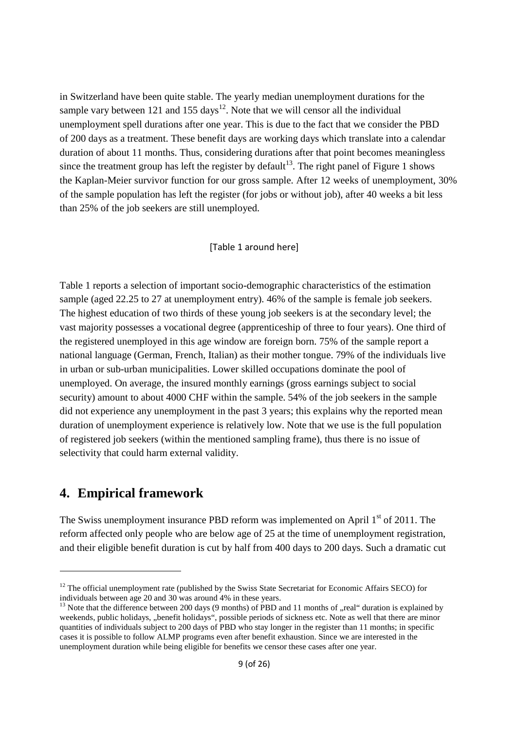in Switzerland have been quite stable. The yearly median unemployment durations for the sample vary between 121 and 155 days[12]. Note that we will censor all the individual unemployment spell durations after one year. This is due to the fact that we consider the PBD of 200 days as a treatment. These benefit days are working days which translate into a calendar duration of about 11 months. Thus, considering durations after that point becomes meaningless since the treatment group has left the register by default[13]. The right panel of Figure 1 shows the Kaplan-Meier survivor function for our gross sample. After 12 weeks of unemployment, 30% of the sample population has left the register (for jobs or without job), after 40 weeks a bit less than 25% of the job seekers are still unemployed.

[Table 1 around here]

Table 1 reports a selection of important socio-demographic characteristics of the estimation sample (aged 22.25 to 27 at unemployment entry). 46% of the sample is female job seekers. The highest education of two thirds of these young job seekers is at the secondary level; the vast majority possesses a vocational degree (apprenticeship of three to four years). One third of the registered unemployed in this age window are foreign born. 75% of the sample report a national language (German, French, Italian) as their mother tongue. 79% of the individuals live in urban or sub-urban municipalities. Lower skilled occupations dominate the pool of unemployed. On average, the insured monthly earnings (gross earnings subject to social security) amount to about 4000 CHF within the sample. 54% of the job seekers in the sample did not experience any unemployment in the past 3 years; this explains why the reported mean duration of unemployment experience is relatively low. Note that we use is the full population of registered job seekers (within the mentioned sampling frame), thus there is no issue of selectivity that could harm external validity.

## 4. Empirical framework

The Swiss unemployment insurance PBD reform was implemented on April 1st of 2011. The reform affected only people who are below age of 25 at the time of unemployment registration, and their eligible benefit duration is cut by half from 400 days to 200 days. Such a dramatic cut

[12] The official unemployment rate (published by the Swiss State Secretariat for Economic Affairs SECO) for individuals between age 20 and 30 was around 4% in these years.

[13] Note that the difference between 200 days (9 months) of PBD and 11 months of „real" duration is explained by weekends, public holidays, „benefit holidays", possible periods of sickness etc. Note as well that there are minor quantities of individuals subject to 200 days of PBD who stay longer in the register than 11 months; in specific cases it is possible to follow ALMP programs even after benefit exhaustion. Since we are interested in the unemployment duration while being eligible for benefits we censor these cases after one year.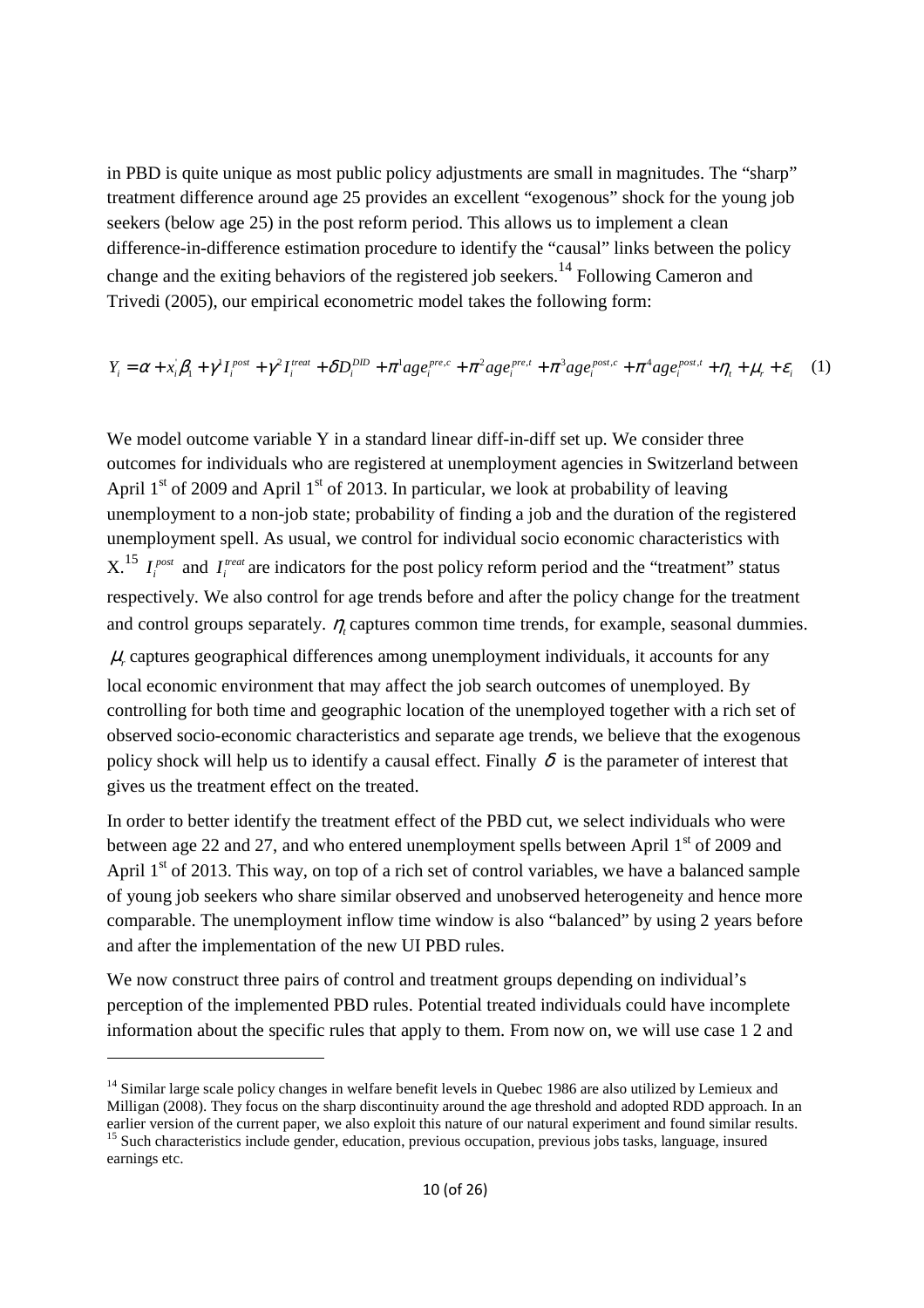in PBD is quite unique as most public policy adjustments are small in magnitudes. The "sharp" treatment difference around age 25 provides an excellent "exogenous" shock for the young job seekers (below age 25) in the post reform period. This allows us to implement a clean difference-in-difference estimation procedure to identify the "causal" links between the policy change and the exiting behaviors of the registered job seekers.[14] Following Cameron and Trivedi (2005), our empirical econometric model takes the following form:

$$Y_i = \alpha + x_i^{'}\beta_1 + \gamma^1 I_i^{post} + \gamma^2 I_i^{treat} + \delta D_i^{DID} + \pi^1 age_i^{pre,c} + \pi^2 age_i^{pre,t} + \pi^3 age_i^{post,c} + \pi^4 age_i^{post,t} + \eta_t + \mu_r + \varepsilon_i \quad (1)$$

We model outcome variable Y in a standard linear diff-in-diff set up. We consider three outcomes for individuals who are registered at unemployment agencies in Switzerland between April 1st of 2009 and April 1st of 2013. In particular, we look at probability of leaving unemployment to a non-job state; probability of finding a job and the duration of the registered unemployment spell. As usual, we control for individual socio economic characteristics with X.[15] $I_i^{post}$ and $I_i^{treat}$ are indicators for the post policy reform period and the "treatment" status respectively. We also control for age trends before and after the policy change for the treatment and control groups separately. $\eta_t$ captures common time trends, for example, seasonal dummies. $\mu_r$ captures geographical differences among unemployment individuals, it accounts for any local economic environment that may affect the job search outcomes of unemployed. By controlling for both time and geographic location of the unemployed together with a rich set of observed socio-economic characteristics and separate age trends, we believe that the exogenous policy shock will help us to identify a causal effect. Finally $\delta$ is the parameter of interest that gives us the treatment effect on the treated.

In order to better identify the treatment effect of the PBD cut, we select individuals who were between age 22 and 27, and who entered unemployment spells between April 1st of 2009 and April 1st of 2013. This way, on top of a rich set of control variables, we have a balanced sample of young job seekers who share similar observed and unobserved heterogeneity and hence more comparable. The unemployment inflow time window is also "balanced" by using 2 years before and after the implementation of the new UI PBD rules.

We now construct three pairs of control and treatment groups depending on individual's perception of the implemented PBD rules. Potential treated individuals could have incomplete information about the specific rules that apply to them. From now on, we will use case 1 2 and

---

[14] Similar large scale policy changes in welfare benefit levels in Quebec 1986 are also utilized by Lemieux and Milligan (2008). They focus on the sharp discontinuity around the age threshold and adopted RDD approach. In an earlier version of the current paper, we also exploit this nature of our natural experiment and found similar results.

[15] Such characteristics include gender, education, previous occupation, previous jobs tasks, language, insured earnings etc.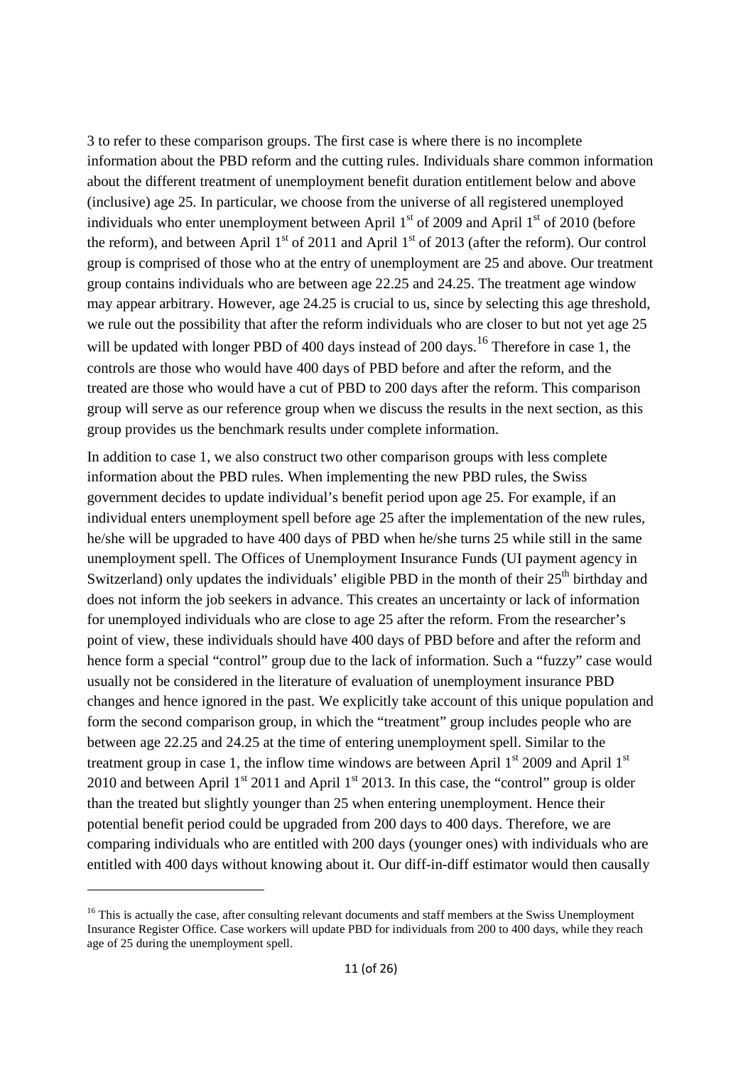3 to refer to these comparison groups. The first case is where there is no incomplete information about the PBD reform and the cutting rules. Individuals share common information about the different treatment of unemployment benefit duration entitlement below and above (inclusive) age 25. In particular, we choose from the universe of all registered unemployed individuals who enter unemployment between April 1st of 2009 and April 1st of 2010 (before the reform), and between April 1st of 2011 and April 1st of 2013 (after the reform). Our control group is comprised of those who at the entry of unemployment are 25 and above. Our treatment group contains individuals who are between age 22.25 and 24.25. The treatment age window may appear arbitrary. However, age 24.25 is crucial to us, since by selecting this age threshold, we rule out the possibility that after the reform individuals who are closer to but not yet age 25 will be updated with longer PBD of 400 days instead of 200 days.[16] Therefore in case 1, the controls are those who would have 400 days of PBD before and after the reform, and the treated are those who would have a cut of PBD to 200 days after the reform. This comparison group will serve as our reference group when we discuss the results in the next section, as this group provides us the benchmark results under complete information.

In addition to case 1, we also construct two other comparison groups with less complete information about the PBD rules. When implementing the new PBD rules, the Swiss government decides to update individual's benefit period upon age 25. For example, if an individual enters unemployment spell before age 25 after the implementation of the new rules, he/she will be upgraded to have 400 days of PBD when he/she turns 25 while still in the same unemployment spell. The Offices of Unemployment Insurance Funds (UI payment agency in Switzerland) only updates the individuals' eligible PBD in the month of their 25th birthday and does not inform the job seekers in advance. This creates an uncertainty or lack of information for unemployed individuals who are close to age 25 after the reform. From the researcher's point of view, these individuals should have 400 days of PBD before and after the reform and hence form a special "control" group due to the lack of information. Such a "fuzzy" case would usually not be considered in the literature of evaluation of unemployment insurance PBD changes and hence ignored in the past. We explicitly take account of this unique population and form the second comparison group, in which the "treatment" group includes people who are between age 22.25 and 24.25 at the time of entering unemployment spell. Similar to the treatment group in case 1, the inflow time windows are between April 1st 2009 and April 1st 2010 and between April 1st 2011 and April 1st 2013. In this case, the "control" group is older than the treated but slightly younger than 25 when entering unemployment. Hence their potential benefit period could be upgraded from 200 days to 400 days. Therefore, we are comparing individuals who are entitled with 200 days (younger ones) with individuals who are entitled with 400 days without knowing about it. Our diff-in-diff estimator would then causally

[16] This is actually the case, after consulting relevant documents and staff members at the Swiss Unemployment Insurance Register Office. Case workers will update PBD for individuals from 200 to 400 days, while they reach age of 25 during the unemployment spell.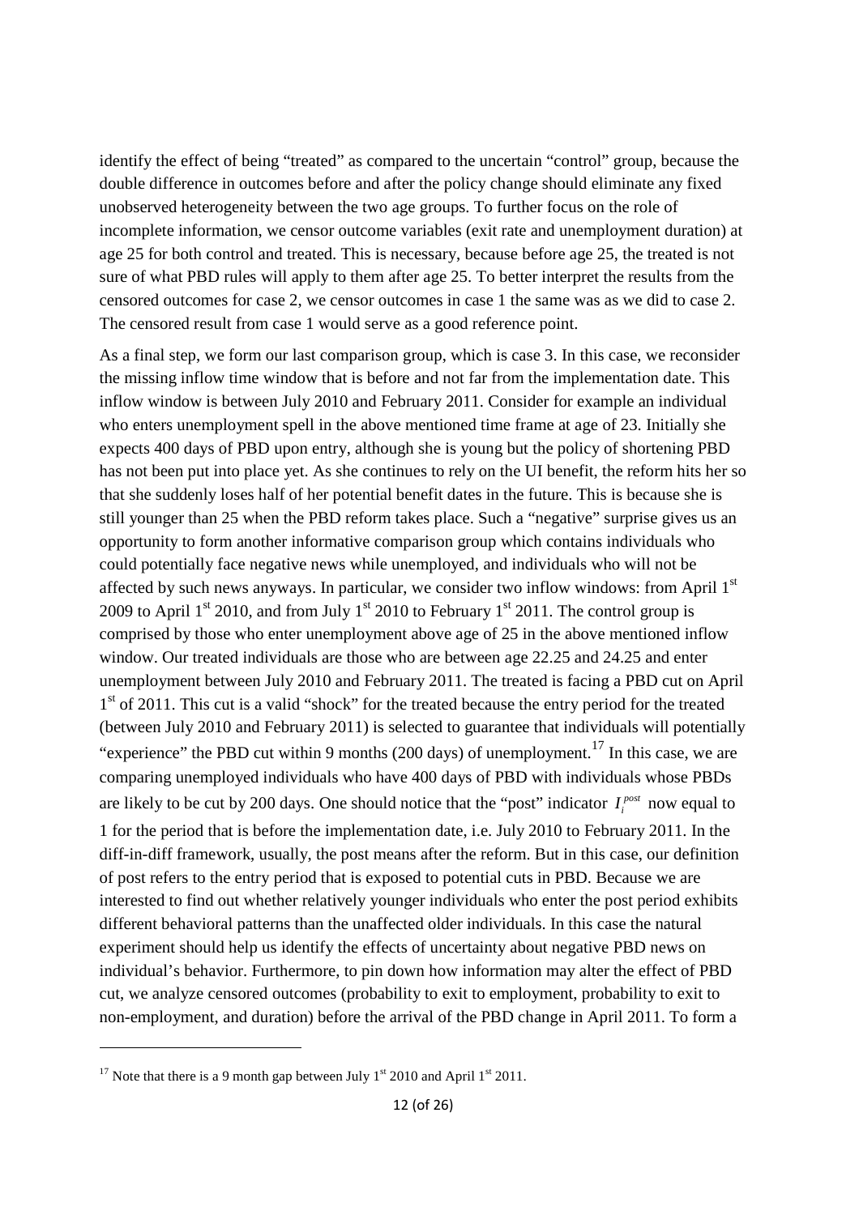identify the effect of being "treated" as compared to the uncertain "control" group, because the double difference in outcomes before and after the policy change should eliminate any fixed unobserved heterogeneity between the two age groups. To further focus on the role of incomplete information, we censor outcome variables (exit rate and unemployment duration) at age 25 for both control and treated. This is necessary, because before age 25, the treated is not sure of what PBD rules will apply to them after age 25. To better interpret the results from the censored outcomes for case 2, we censor outcomes in case 1 the same was as we did to case 2. The censored result from case 1 would serve as a good reference point.

As a final step, we form our last comparison group, which is case 3. In this case, we reconsider the missing inflow time window that is before and not far from the implementation date. This inflow window is between July 2010 and February 2011. Consider for example an individual who enters unemployment spell in the above mentioned time frame at age of 23. Initially she expects 400 days of PBD upon entry, although she is young but the policy of shortening PBD has not been put into place yet. As she continues to rely on the UI benefit, the reform hits her so that she suddenly loses half of her potential benefit dates in the future. This is because she is still younger than 25 when the PBD reform takes place. Such a "negative" surprise gives us an opportunity to form another informative comparison group which contains individuals who could potentially face negative news while unemployed, and individuals who will not be affected by such news anyways. In particular, we consider two inflow windows: from April 1st 2009 to April 1st 2010, and from July 1st 2010 to February 1st 2011. The control group is comprised by those who enter unemployment above age of 25 in the above mentioned inflow window. Our treated individuals are those who are between age 22.25 and 24.25 and enter unemployment between July 2010 and February 2011. The treated is facing a PBD cut on April 1st of 2011. This cut is a valid "shock" for the treated because the entry period for the treated (between July 2010 and February 2011) is selected to guarantee that individuals will potentially "experience" the PBD cut within 9 months (200 days) of unemployment.[17] In this case, we are comparing unemployed individuals who have 400 days of PBD with individuals whose PBDs are likely to be cut by 200 days. One should notice that the "post" indicator $I_i^{post}$ now equal to 1 for the period that is before the implementation date, i.e. July 2010 to February 2011. In the diff-in-diff framework, usually, the post means after the reform. But in this case, our definition of post refers to the entry period that is exposed to potential cuts in PBD. Because we are interested to find out whether relatively younger individuals who enter the post period exhibits different behavioral patterns than the unaffected older individuals. In this case the natural experiment should help us identify the effects of uncertainty about negative PBD news on individual's behavior. Furthermore, to pin down how information may alter the effect of PBD cut, we analyze censored outcomes (probability to exit to employment, probability to exit to non-employment, and duration) before the arrival of the PBD change in April 2011. To form a

[17] Note that there is a 9 month gap between July 1st 2010 and April 1st 2011.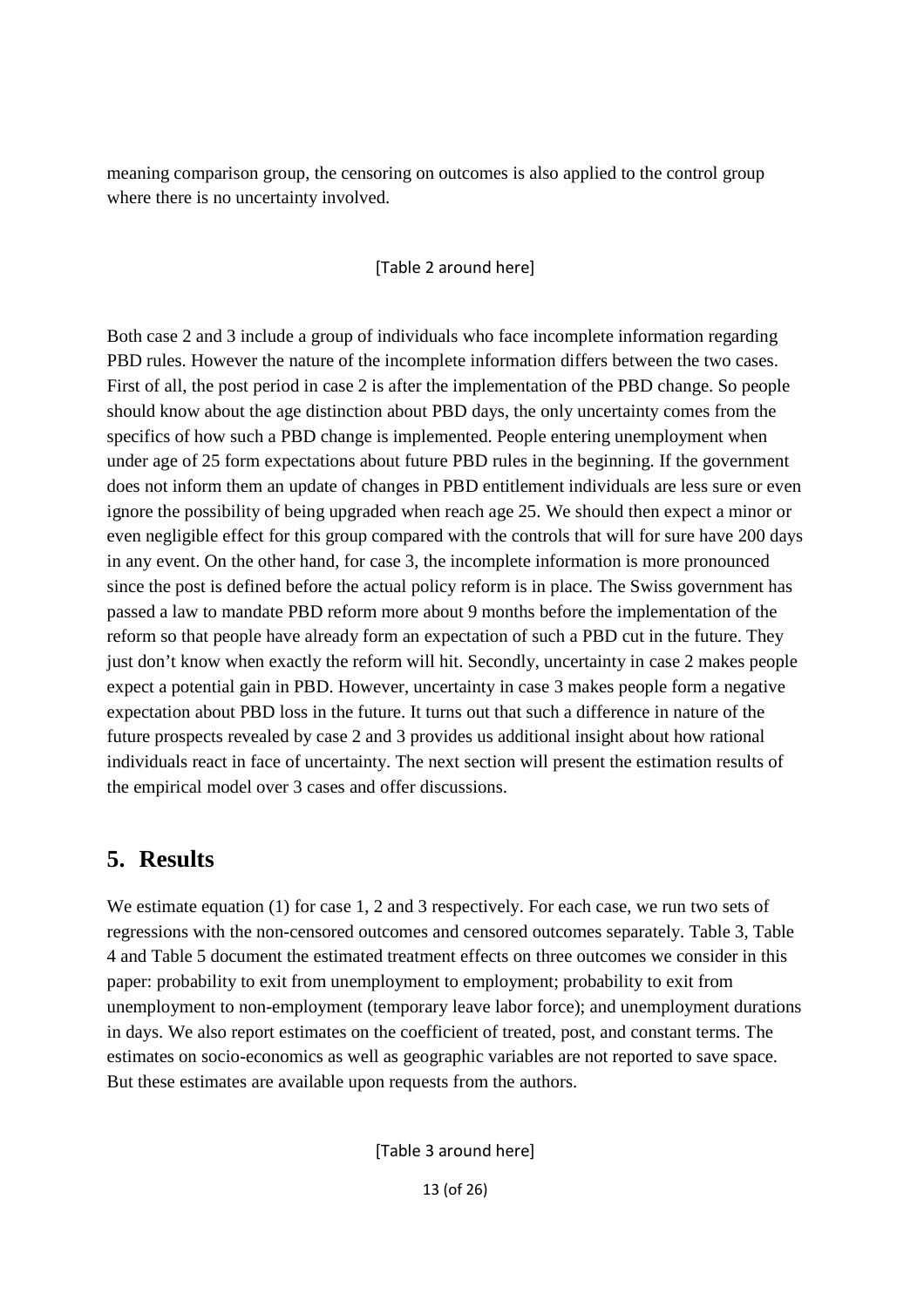meaning comparison group, the censoring on outcomes is also applied to the control group where there is no uncertainty involved.

[Table 2 around here]

Both case 2 and 3 include a group of individuals who face incomplete information regarding PBD rules. However the nature of the incomplete information differs between the two cases. First of all, the post period in case 2 is after the implementation of the PBD change. So people should know about the age distinction about PBD days, the only uncertainty comes from the specifics of how such a PBD change is implemented. People entering unemployment when under age of 25 form expectations about future PBD rules in the beginning. If the government does not inform them an update of changes in PBD entitlement individuals are less sure or even ignore the possibility of being upgraded when reach age 25. We should then expect a minor or even negligible effect for this group compared with the controls that will for sure have 200 days in any event. On the other hand, for case 3, the incomplete information is more pronounced since the post is defined before the actual policy reform is in place. The Swiss government has passed a law to mandate PBD reform more about 9 months before the implementation of the reform so that people have already form an expectation of such a PBD cut in the future. They just don't know when exactly the reform will hit. Secondly, uncertainty in case 2 makes people expect a potential gain in PBD. However, uncertainty in case 3 makes people form a negative expectation about PBD loss in the future. It turns out that such a difference in nature of the future prospects revealed by case 2 and 3 provides us additional insight about how rational individuals react in face of uncertainty. The next section will present the estimation results of the empirical model over 3 cases and offer discussions.

## 5. Results

We estimate equation (1) for case 1, 2 and 3 respectively. For each case, we run two sets of regressions with the non-censored outcomes and censored outcomes separately. Table 3, Table 4 and Table 5 document the estimated treatment effects on three outcomes we consider in this paper: probability to exit from unemployment to employment; probability to exit from unemployment to non-employment (temporary leave labor force); and unemployment durations in days. We also report estimates on the coefficient of treated, post, and constant terms. The estimates on socio-economics as well as geographic variables are not reported to save space. But these estimates are available upon requests from the authors.

[Table 3 around here]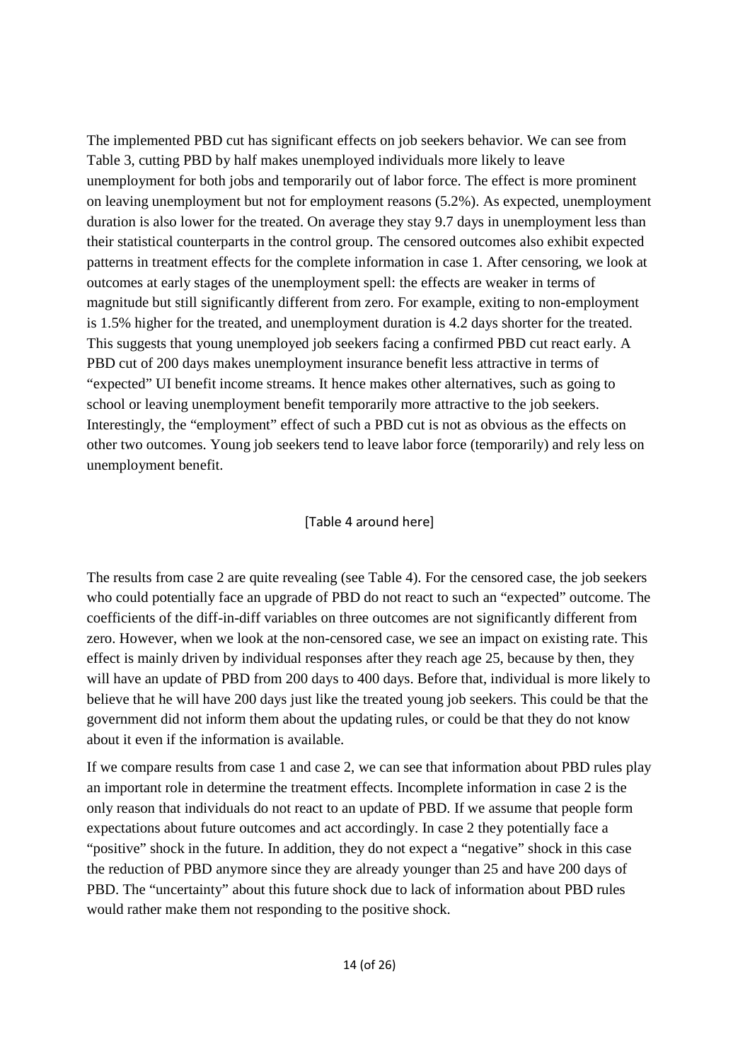The implemented PBD cut has significant effects on job seekers behavior. We can see from Table 3, cutting PBD by half makes unemployed individuals more likely to leave unemployment for both jobs and temporarily out of labor force. The effect is more prominent on leaving unemployment but not for employment reasons (5.2%). As expected, unemployment duration is also lower for the treated. On average they stay 9.7 days in unemployment less than their statistical counterparts in the control group. The censored outcomes also exhibit expected patterns in treatment effects for the complete information in case 1. After censoring, we look at outcomes at early stages of the unemployment spell: the effects are weaker in terms of magnitude but still significantly different from zero. For example, exiting to non-employment is 1.5% higher for the treated, and unemployment duration is 4.2 days shorter for the treated. This suggests that young unemployed job seekers facing a confirmed PBD cut react early. A PBD cut of 200 days makes unemployment insurance benefit less attractive in terms of "expected" UI benefit income streams. It hence makes other alternatives, such as going to school or leaving unemployment benefit temporarily more attractive to the job seekers. Interestingly, the "employment" effect of such a PBD cut is not as obvious as the effects on other two outcomes. Young job seekers tend to leave labor force (temporarily) and rely less on unemployment benefit.

[Table 4 around here]

The results from case 2 are quite revealing (see Table 4). For the censored case, the job seekers who could potentially face an upgrade of PBD do not react to such an "expected" outcome. The coefficients of the diff-in-diff variables on three outcomes are not significantly different from zero. However, when we look at the non-censored case, we see an impact on existing rate. This effect is mainly driven by individual responses after they reach age 25, because by then, they will have an update of PBD from 200 days to 400 days. Before that, individual is more likely to believe that he will have 200 days just like the treated young job seekers. This could be that the government did not inform them about the updating rules, or could be that they do not know about it even if the information is available.

If we compare results from case 1 and case 2, we can see that information about PBD rules play an important role in determine the treatment effects. Incomplete information in case 2 is the only reason that individuals do not react to an update of PBD. If we assume that people form expectations about future outcomes and act accordingly. In case 2 they potentially face a "positive" shock in the future. In addition, they do not expect a "negative" shock in this case the reduction of PBD anymore since they are already younger than 25 and have 200 days of PBD. The "uncertainty" about this future shock due to lack of information about PBD rules would rather make them not responding to the positive shock.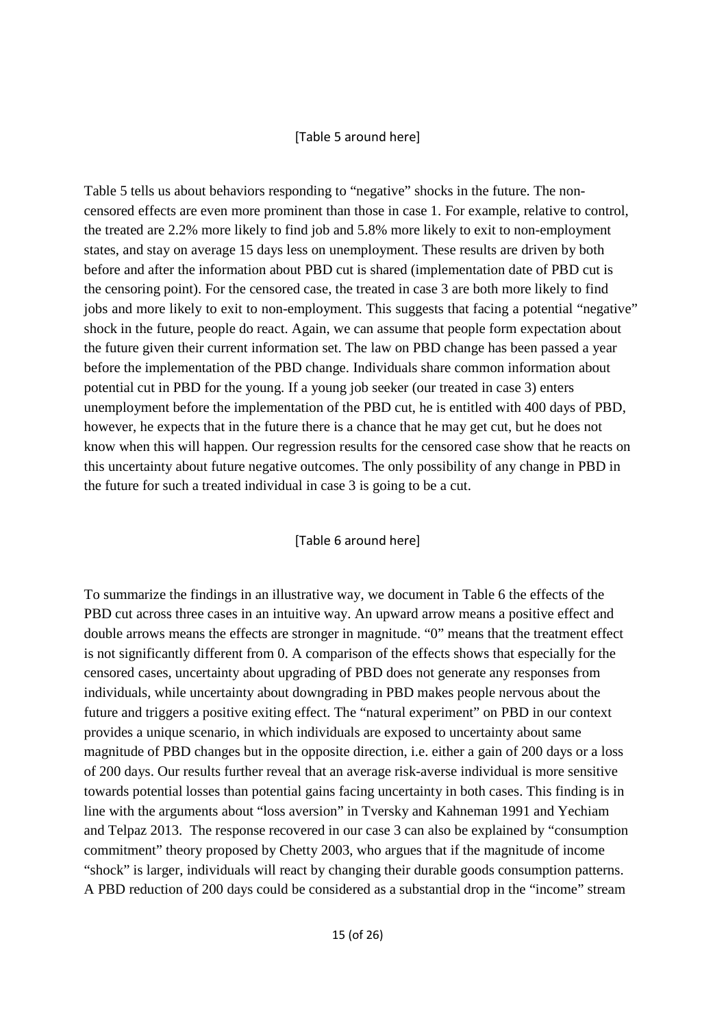[Table 5 around here]

Table 5 tells us about behaviors responding to "negative" shocks in the future. The non-censored effects are even more prominent than those in case 1. For example, relative to control, the treated are 2.2% more likely to find job and 5.8% more likely to exit to non-employment states, and stay on average 15 days less on unemployment. These results are driven by both before and after the information about PBD cut is shared (implementation date of PBD cut is the censoring point). For the censored case, the treated in case 3 are both more likely to find jobs and more likely to exit to non-employment. This suggests that facing a potential "negative" shock in the future, people do react. Again, we can assume that people form expectation about the future given their current information set. The law on PBD change has been passed a year before the implementation of the PBD change. Individuals share common information about potential cut in PBD for the young. If a young job seeker (our treated in case 3) enters unemployment before the implementation of the PBD cut, he is entitled with 400 days of PBD, however, he expects that in the future there is a chance that he may get cut, but he does not know when this will happen. Our regression results for the censored case show that he reacts on this uncertainty about future negative outcomes. The only possibility of any change in PBD in the future for such a treated individual in case 3 is going to be a cut.

[Table 6 around here]

To summarize the findings in an illustrative way, we document in Table 6 the effects of the PBD cut across three cases in an intuitive way. An upward arrow means a positive effect and double arrows means the effects are stronger in magnitude. "0" means that the treatment effect is not significantly different from 0. A comparison of the effects shows that especially for the censored cases, uncertainty about upgrading of PBD does not generate any responses from individuals, while uncertainty about downgrading in PBD makes people nervous about the future and triggers a positive exiting effect. The "natural experiment" on PBD in our context provides a unique scenario, in which individuals are exposed to uncertainty about same magnitude of PBD changes but in the opposite direction, i.e. either a gain of 200 days or a loss of 200 days. Our results further reveal that an average risk-averse individual is more sensitive towards potential losses than potential gains facing uncertainty in both cases. This finding is in line with the arguments about "loss aversion" in Tversky and Kahneman 1991 and Yechiam and Telpaz 2013. The response recovered in our case 3 can also be explained by "consumption commitment" theory proposed by Chetty 2003, who argues that if the magnitude of income "shock" is larger, individuals will react by changing their durable goods consumption patterns. A PBD reduction of 200 days could be considered as a substantial drop in the "income" stream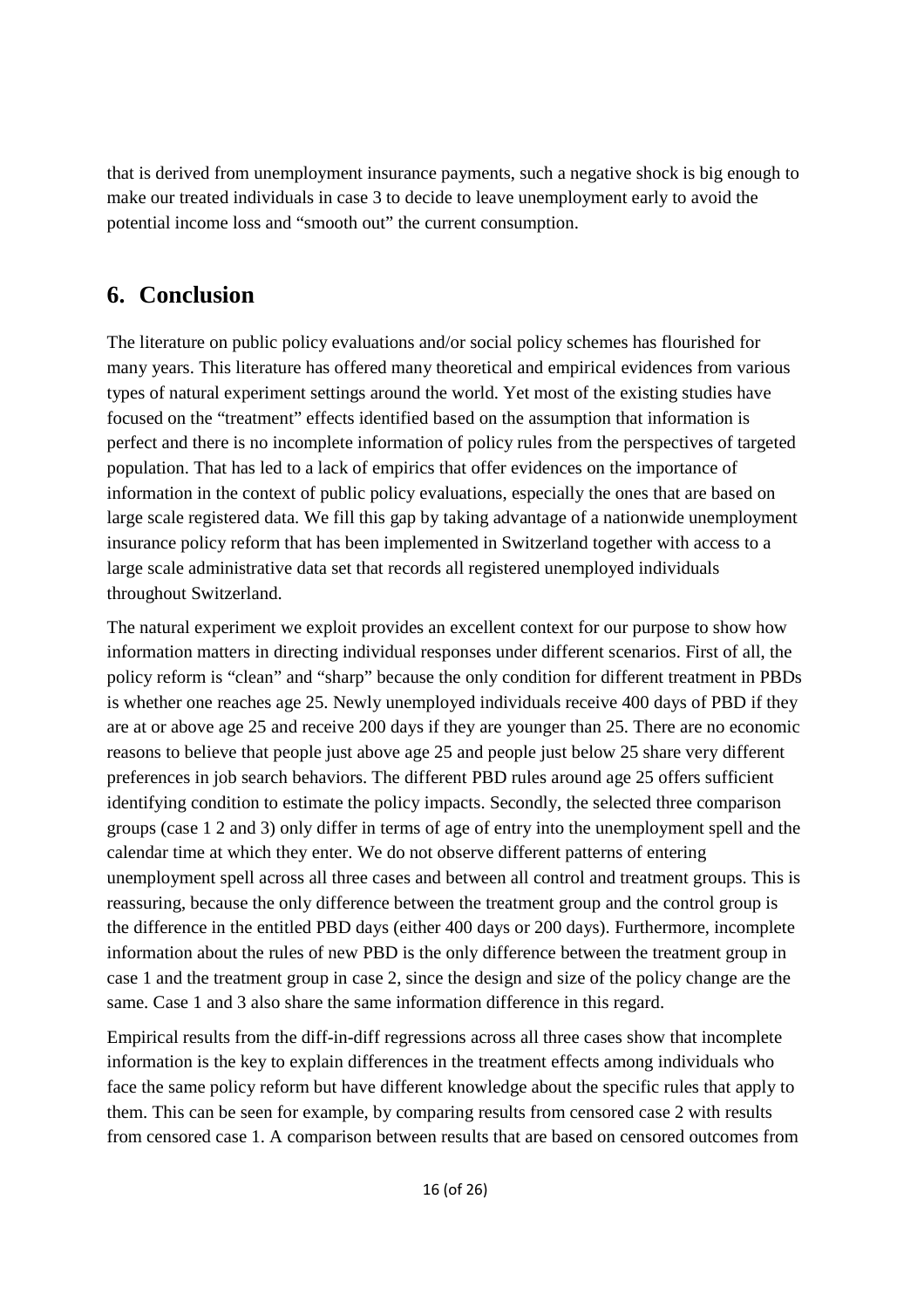that is derived from unemployment insurance payments, such a negative shock is big enough to make our treated individuals in case 3 to decide to leave unemployment early to avoid the potential income loss and "smooth out" the current consumption.

## 6. Conclusion

The literature on public policy evaluations and/or social policy schemes has flourished for many years. This literature has offered many theoretical and empirical evidences from various types of natural experiment settings around the world. Yet most of the existing studies have focused on the "treatment" effects identified based on the assumption that information is perfect and there is no incomplete information of policy rules from the perspectives of targeted population. That has led to a lack of empirics that offer evidences on the importance of information in the context of public policy evaluations, especially the ones that are based on large scale registered data. We fill this gap by taking advantage of a nationwide unemployment insurance policy reform that has been implemented in Switzerland together with access to a large scale administrative data set that records all registered unemployed individuals throughout Switzerland.

The natural experiment we exploit provides an excellent context for our purpose to show how information matters in directing individual responses under different scenarios. First of all, the policy reform is "clean" and "sharp" because the only condition for different treatment in PBDs is whether one reaches age 25. Newly unemployed individuals receive 400 days of PBD if they are at or above age 25 and receive 200 days if they are younger than 25. There are no economic reasons to believe that people just above age 25 and people just below 25 share very different preferences in job search behaviors. The different PBD rules around age 25 offers sufficient identifying condition to estimate the policy impacts. Secondly, the selected three comparison groups (case 1 2 and 3) only differ in terms of age of entry into the unemployment spell and the calendar time at which they enter. We do not observe different patterns of entering unemployment spell across all three cases and between all control and treatment groups. This is reassuring, because the only difference between the treatment group and the control group is the difference in the entitled PBD days (either 400 days or 200 days). Furthermore, incomplete information about the rules of new PBD is the only difference between the treatment group in case 1 and the treatment group in case 2, since the design and size of the policy change are the same. Case 1 and 3 also share the same information difference in this regard.

Empirical results from the diff-in-diff regressions across all three cases show that incomplete information is the key to explain differences in the treatment effects among individuals who face the same policy reform but have different knowledge about the specific rules that apply to them. This can be seen for example, by comparing results from censored case 2 with results from censored case 1. A comparison between results that are based on censored outcomes from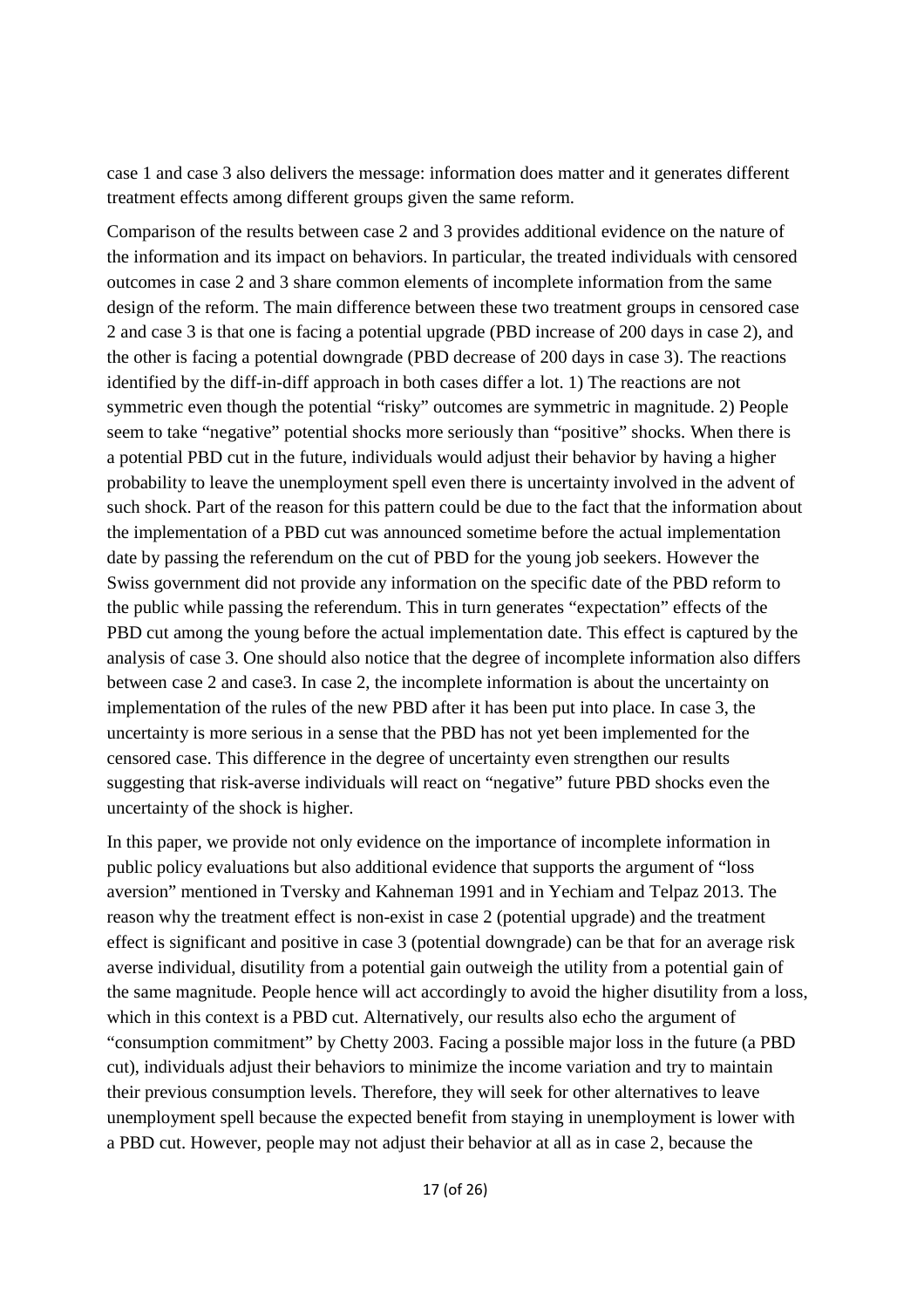case 1 and case 3 also delivers the message: information does matter and it generates different treatment effects among different groups given the same reform.

Comparison of the results between case 2 and 3 provides additional evidence on the nature of the information and its impact on behaviors. In particular, the treated individuals with censored outcomes in case 2 and 3 share common elements of incomplete information from the same design of the reform. The main difference between these two treatment groups in censored case 2 and case 3 is that one is facing a potential upgrade (PBD increase of 200 days in case 2), and the other is facing a potential downgrade (PBD decrease of 200 days in case 3). The reactions identified by the diff-in-diff approach in both cases differ a lot. 1) The reactions are not symmetric even though the potential "risky" outcomes are symmetric in magnitude. 2) People seem to take "negative" potential shocks more seriously than "positive" shocks. When there is a potential PBD cut in the future, individuals would adjust their behavior by having a higher probability to leave the unemployment spell even there is uncertainty involved in the advent of such shock. Part of the reason for this pattern could be due to the fact that the information about the implementation of a PBD cut was announced sometime before the actual implementation date by passing the referendum on the cut of PBD for the young job seekers. However the Swiss government did not provide any information on the specific date of the PBD reform to the public while passing the referendum. This in turn generates "expectation" effects of the PBD cut among the young before the actual implementation date. This effect is captured by the analysis of case 3. One should also notice that the degree of incomplete information also differs between case 2 and case3. In case 2, the incomplete information is about the uncertainty on implementation of the rules of the new PBD after it has been put into place. In case 3, the uncertainty is more serious in a sense that the PBD has not yet been implemented for the censored case. This difference in the degree of uncertainty even strengthen our results suggesting that risk-averse individuals will react on "negative" future PBD shocks even the uncertainty of the shock is higher.

In this paper, we provide not only evidence on the importance of incomplete information in public policy evaluations but also additional evidence that supports the argument of "loss aversion" mentioned in Tversky and Kahneman 1991 and in Yechiam and Telpaz 2013. The reason why the treatment effect is non-exist in case 2 (potential upgrade) and the treatment effect is significant and positive in case 3 (potential downgrade) can be that for an average risk averse individual, disutility from a potential gain outweigh the utility from a potential gain of the same magnitude. People hence will act accordingly to avoid the higher disutility from a loss, which in this context is a PBD cut. Alternatively, our results also echo the argument of "consumption commitment" by Chetty 2003. Facing a possible major loss in the future (a PBD cut), individuals adjust their behaviors to minimize the income variation and try to maintain their previous consumption levels. Therefore, they will seek for other alternatives to leave unemployment spell because the expected benefit from staying in unemployment is lower with a PBD cut. However, people may not adjust their behavior at all as in case 2, because the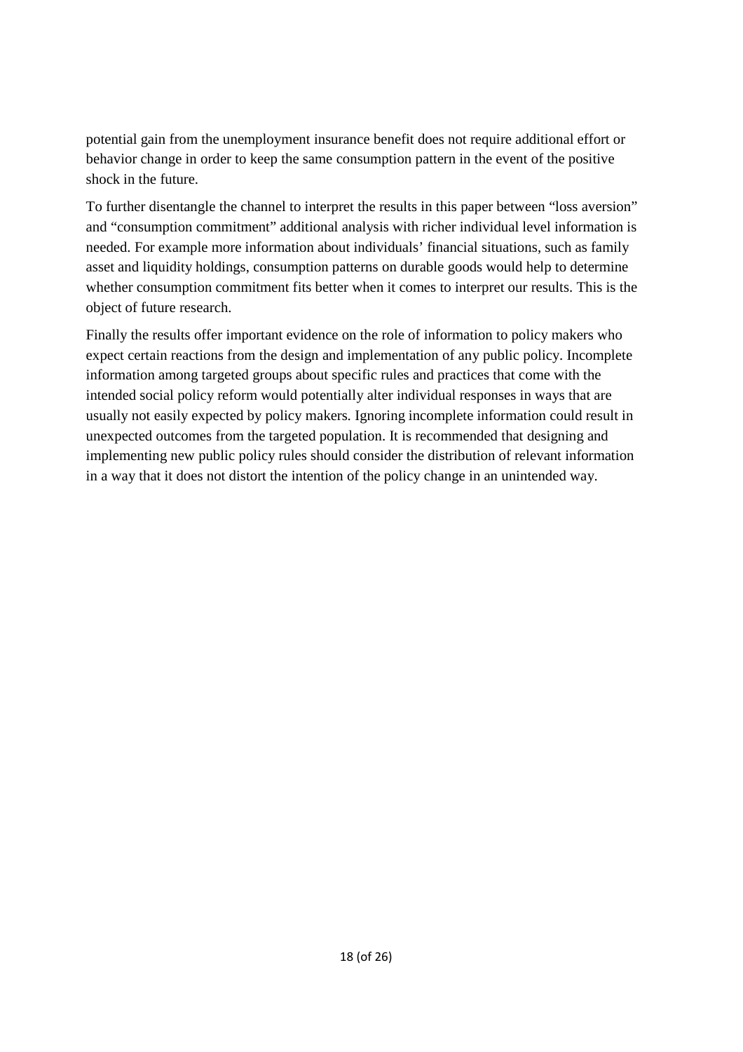potential gain from the unemployment insurance benefit does not require additional effort or behavior change in order to keep the same consumption pattern in the event of the positive shock in the future.

To further disentangle the channel to interpret the results in this paper between "loss aversion" and "consumption commitment" additional analysis with richer individual level information is needed. For example more information about individuals' financial situations, such as family asset and liquidity holdings, consumption patterns on durable goods would help to determine whether consumption commitment fits better when it comes to interpret our results. This is the object of future research.

Finally the results offer important evidence on the role of information to policy makers who expect certain reactions from the design and implementation of any public policy. Incomplete information among targeted groups about specific rules and practices that come with the intended social policy reform would potentially alter individual responses in ways that are usually not easily expected by policy makers. Ignoring incomplete information could result in unexpected outcomes from the targeted population. It is recommended that designing and implementing new public policy rules should consider the distribution of relevant information in a way that it does not distort the intention of the policy change in an unintended way.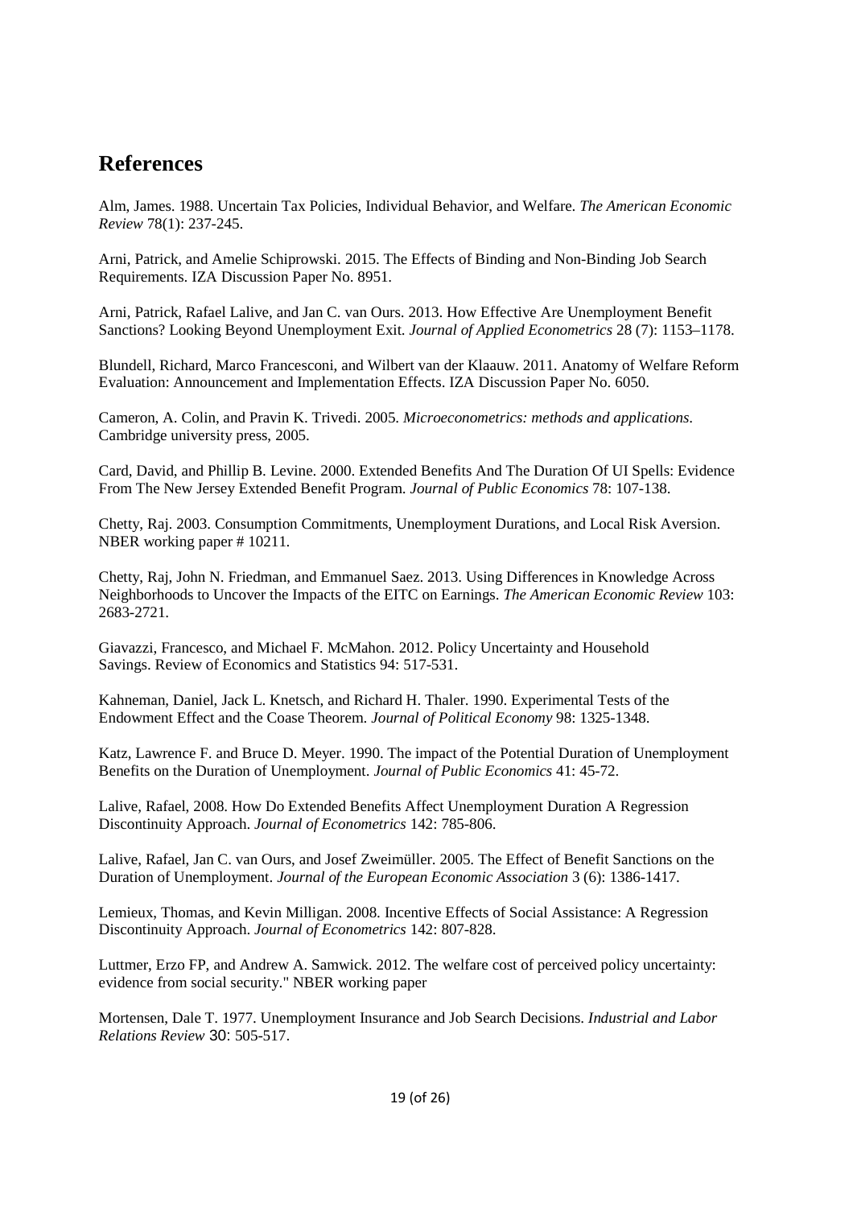## References

Alm, James. 1988. Uncertain Tax Policies, Individual Behavior, and Welfare. *The American Economic Review* 78(1): 237-245.

Arni, Patrick, and Amelie Schiprowski. 2015. The Effects of Binding and Non-Binding Job Search Requirements. IZA Discussion Paper No. 8951.

Arni, Patrick, Rafael Lalive, and Jan C. van Ours. 2013. How Effective Are Unemployment Benefit Sanctions? Looking Beyond Unemployment Exit. *Journal of Applied Econometrics* 28 (7): 1153–1178.

Blundell, Richard, Marco Francesconi, and Wilbert van der Klaauw. 2011. Anatomy of Welfare Reform Evaluation: Announcement and Implementation Effects. IZA Discussion Paper No. 6050.

Cameron, A. Colin, and Pravin K. Trivedi. 2005. *Microeconometrics: methods and applications*. Cambridge university press, 2005.

Card, David, and Phillip B. Levine. 2000. Extended Benefits And The Duration Of UI Spells: Evidence From The New Jersey Extended Benefit Program. *Journal of Public Economics* 78: 107-138.

Chetty, Raj. 2003. Consumption Commitments, Unemployment Durations, and Local Risk Aversion. NBER working paper # 10211.

Chetty, Raj, John N. Friedman, and Emmanuel Saez. 2013. Using Differences in Knowledge Across Neighborhoods to Uncover the Impacts of the EITC on Earnings. *The American Economic Review* 103: 2683-2721.

Giavazzi, Francesco, and Michael F. McMahon. 2012. Policy Uncertainty and Household Savings. Review of Economics and Statistics 94: 517-531.

Kahneman, Daniel, Jack L. Knetsch, and Richard H. Thaler. 1990. Experimental Tests of the Endowment Effect and the Coase Theorem. *Journal of Political Economy* 98: 1325-1348.

Katz, Lawrence F. and Bruce D. Meyer. 1990. The impact of the Potential Duration of Unemployment Benefits on the Duration of Unemployment. *Journal of Public Economics* 41: 45-72.

Lalive, Rafael, 2008. How Do Extended Benefits Affect Unemployment Duration A Regression Discontinuity Approach. *Journal of Econometrics* 142: 785-806.

Lalive, Rafael, Jan C. van Ours, and Josef Zweimüller. 2005. The Effect of Benefit Sanctions on the Duration of Unemployment. *Journal of the European Economic Association* 3 (6): 1386-1417.

Lemieux, Thomas, and Kevin Milligan. 2008. Incentive Effects of Social Assistance: A Regression Discontinuity Approach. *Journal of Econometrics* 142: 807-828.

Luttmer, Erzo FP, and Andrew A. Samwick. 2012. The welfare cost of perceived policy uncertainty: evidence from social security." NBER working paper

Mortensen, Dale T. 1977. Unemployment Insurance and Job Search Decisions. *Industrial and Labor Relations Review* 30: 505-517.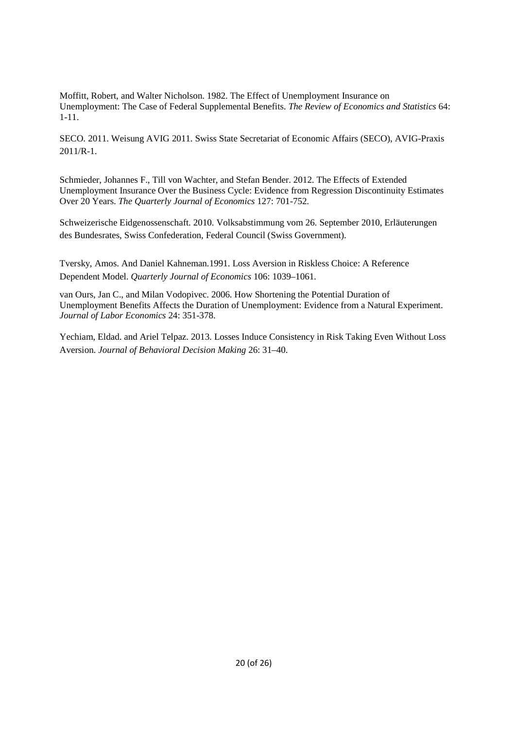Moffitt, Robert, and Walter Nicholson. 1982. The Effect of Unemployment Insurance on Unemployment: The Case of Federal Supplemental Benefits. *The Review of Economics and Statistics* 64: 1-11.

SECO. 2011. Weisung AVIG 2011. Swiss State Secretariat of Economic Affairs (SECO), AVIG-Praxis 2011/R-1.

Schmieder, Johannes F., Till von Wachter, and Stefan Bender. 2012. The Effects of Extended Unemployment Insurance Over the Business Cycle: Evidence from Regression Discontinuity Estimates Over 20 Years. *The Quarterly Journal of Economics* 127: 701-752.

Schweizerische Eidgenossenschaft. 2010. Volksabstimmung vom 26. September 2010, Erläuterungen des Bundesrates, Swiss Confederation, Federal Council (Swiss Government).

Tversky, Amos. And Daniel Kahneman.1991. Loss Aversion in Riskless Choice: A Reference Dependent Model. *Quarterly Journal of Economics* 106: 1039–1061.

van Ours, Jan C., and Milan Vodopivec. 2006. How Shortening the Potential Duration of Unemployment Benefits Affects the Duration of Unemployment: Evidence from a Natural Experiment. *Journal of Labor Economics* 24: 351-378.

Yechiam, Eldad. and Ariel Telpaz. 2013. Losses Induce Consistency in Risk Taking Even Without Loss Aversion. *Journal of Behavioral Decision Making* 26: 31–40.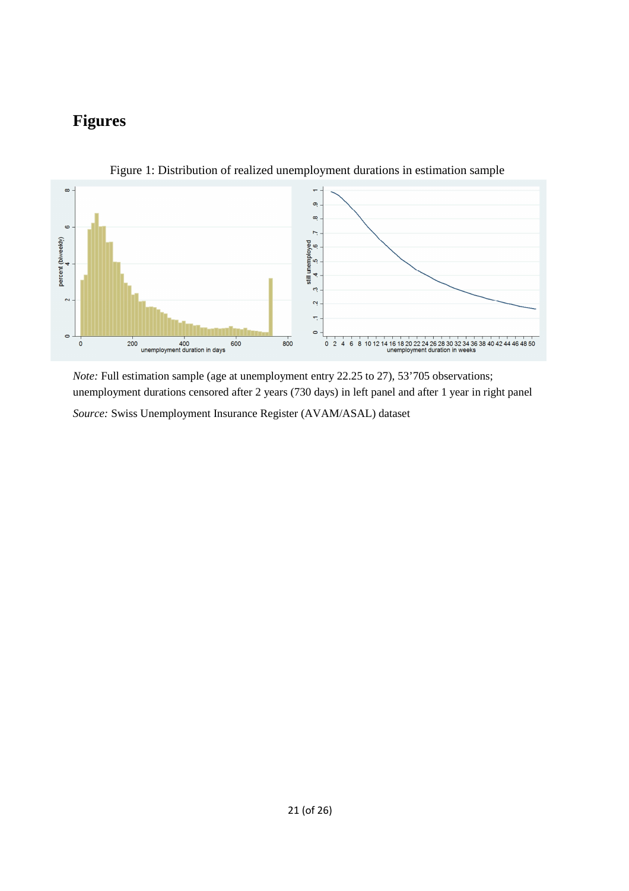# Figures

Figure 1: Distribution of realized unemployment durations in estimation sample

*Note:* Full estimation sample (age at unemployment entry 22.25 to 27), 53'705 observations; unemployment durations censored after 2 years (730 days) in left panel and after 1 year in right panel

*Source:* Swiss Unemployment Insurance Register (AVAM/ASAL) dataset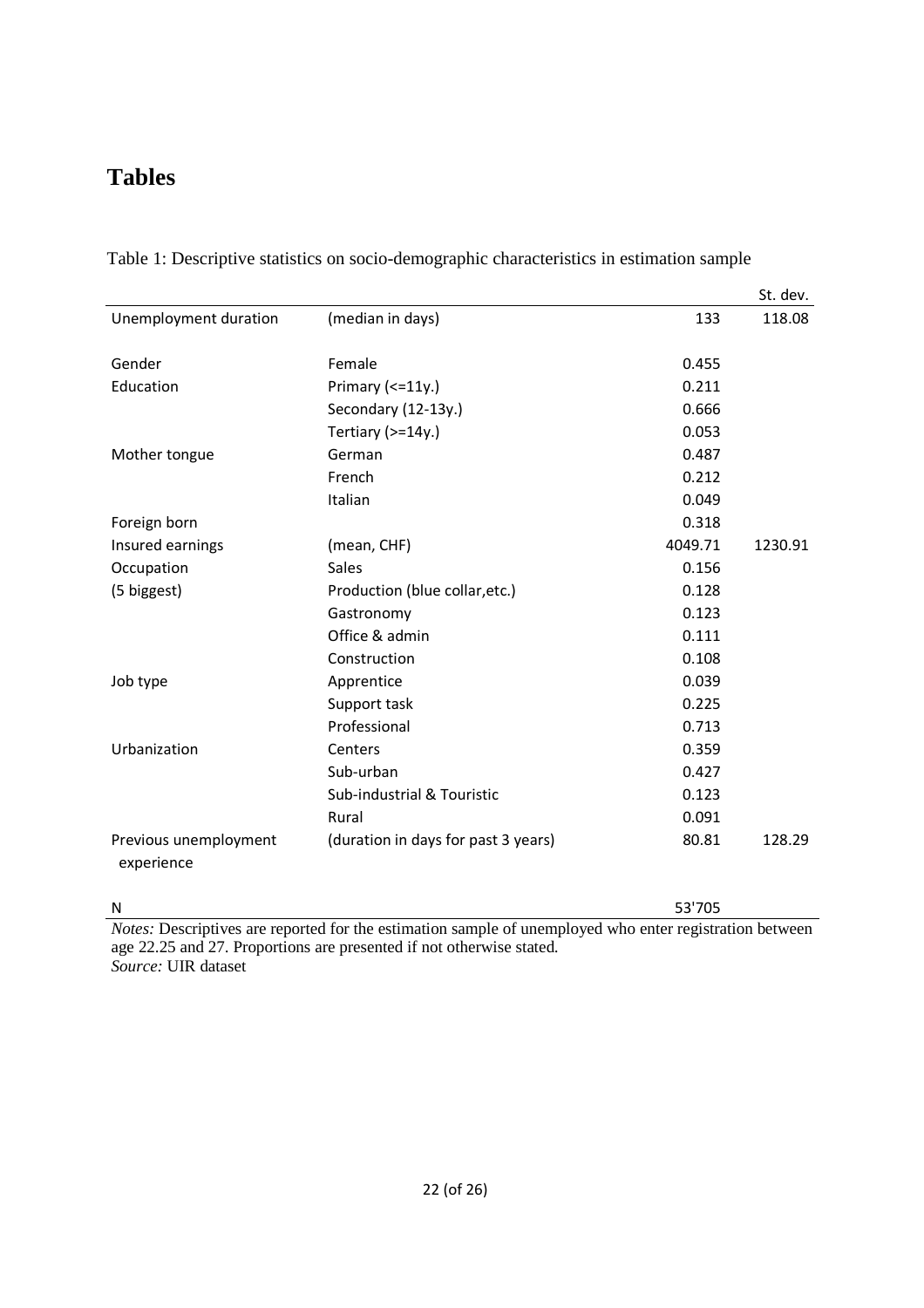# Tables

Table 1: Descriptive statistics on socio-demographic characteristics in estimation sample

| | | | St. dev. |
|---|---|---|---|
| Unemployment duration | (median in days) | 133 | 118.08 |
| | | | |
| Gender | Female | 0.455 | |
| Education | Primary (<=11y.) | 0.211 | |
| | Secondary (12-13y.) | 0.666 | |
| | Tertiary (>=14y.) | 0.053 | |
| Mother tongue | German | 0.487 | |
| | French | 0.212 | |
| | Italian | 0.049 | |
| Foreign born | | 0.318 | |
| Insured earnings | (mean, CHF) | 4049.71 | 1230.91 |
| Occupation | Sales | 0.156 | |
| (5 biggest) | Production (blue collar,etc.) | 0.128 | |
| | Gastronomy | 0.123 | |
| | Office & admin | 0.111 | |
| | Construction | 0.108 | |
| Job type | Apprentice | 0.039 | |
| | Support task | 0.225 | |
| | Professional | 0.713 | |
| Urbanization | Centers | 0.359 | |
| | Sub-urban | 0.427 | |
| | Sub-industrial & Touristic | 0.123 | |
| | Rural | 0.091 | |
| Previous unemployment experience | (duration in days for past 3 years) | 80.81 | 128.29 |
| | | | |
| N | | 53'705 | |

*Notes:* Descriptives are reported for the estimation sample of unemployed who enter registration between age 22.25 and 27. Proportions are presented if not otherwise stated.
*Source:* UIR dataset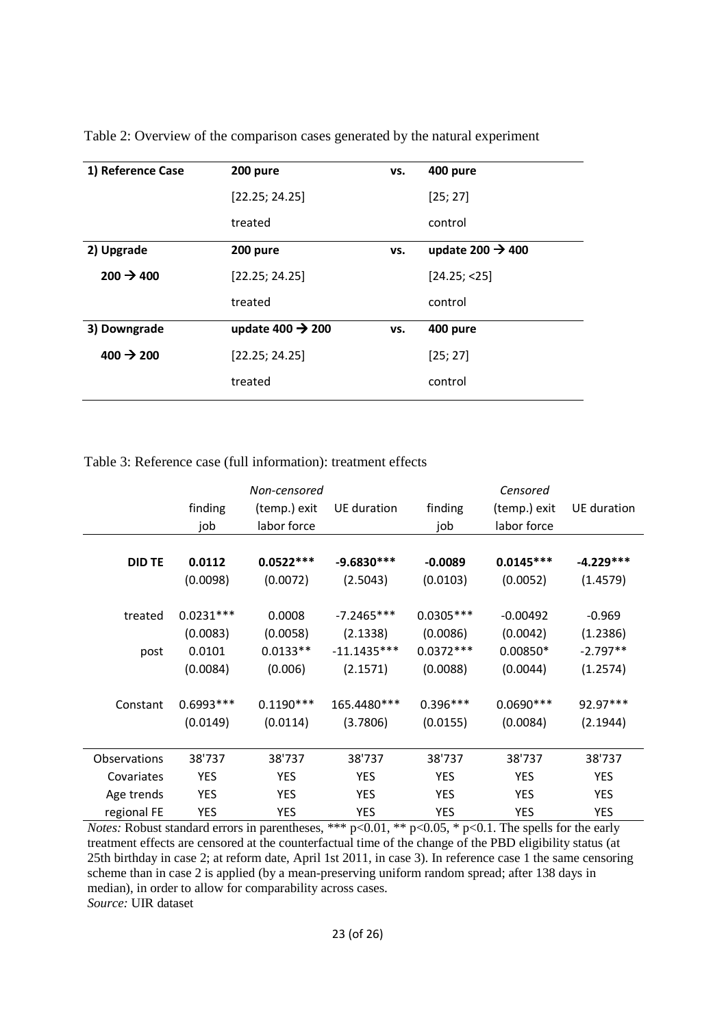Table 2: Overview of the comparison cases generated by the natural experiment

| **1) Reference Case** | **200 pure** | **vs.** | **400 pure** |
|---|---|---|---|
| | [22.25; 24.25] | | [25; 27] |
| | treated | | control |
| **2) Upgrade** | **200 pure** | **vs.** | **update 200 → 400** |
| **200 → 400** | [22.25; 24.25] | | [24.25; <25] |
| | treated | | control |
| **3) Downgrade** | **update 400 → 200** | **vs.** | **400 pure** |
| **400 → 200** | [22.25; 24.25] | | [25; 27] |
| | treated | | control |

Table 3: Reference case (full information): treatment effects

| | *Non-censored* | | | *Censored* | | |
|---|---|---|---|---|---|---|
| | finding job | (temp.) exit labor force | UE duration | finding job | (temp.) exit labor force | UE duration |
| **DID TE** | **0.0112** | **0.0522***** | **-9.6830***** | **-0.0089** | **0.0145***** | **-4.229***** |
| | (0.0098) | (0.0072) | (2.5043) | (0.0103) | (0.0052) | (1.4579) |
| treated | 0.0231*** | 0.0008 | -7.2465*** | 0.0305*** | -0.00492 | -0.969 |
| | (0.0083) | (0.0058) | (2.1338) | (0.0086) | (0.0042) | (1.2386) |
| post | 0.0101 | 0.0133** | -11.1435*** | 0.0372*** | 0.00850* | -2.797** |
| | (0.0084) | (0.006) | (2.1571) | (0.0088) | (0.0044) | (1.2574) |
| Constant | 0.6993*** | 0.1190*** | 165.4480*** | 0.396*** | 0.0690*** | 92.97*** |
| | (0.0149) | (0.0114) | (3.7806) | (0.0155) | (0.0084) | (2.1944) |
| Observations | 38'737 | 38'737 | 38'737 | 38'737 | 38'737 | 38'737 |
| Covariates | YES | YES | YES | YES | YES | YES |
| Age trends | YES | YES | YES | YES | YES | YES |
| regional FE | YES | YES | YES | YES | YES | YES |

*Notes:* Robust standard errors in parentheses, *** p<0.01, ** p<0.05, * p<0.1. The spells for the early treatment effects are censored at the counterfactual time of the change of the PBD eligibility status (at 25th birthday in case 2; at reform date, April 1st 2011, in case 3). In reference case 1 the same censoring scheme than in case 2 is applied (by a mean-preserving uniform random spread; after 138 days in median), in order to allow for comparability across cases.
*Source:* UIR dataset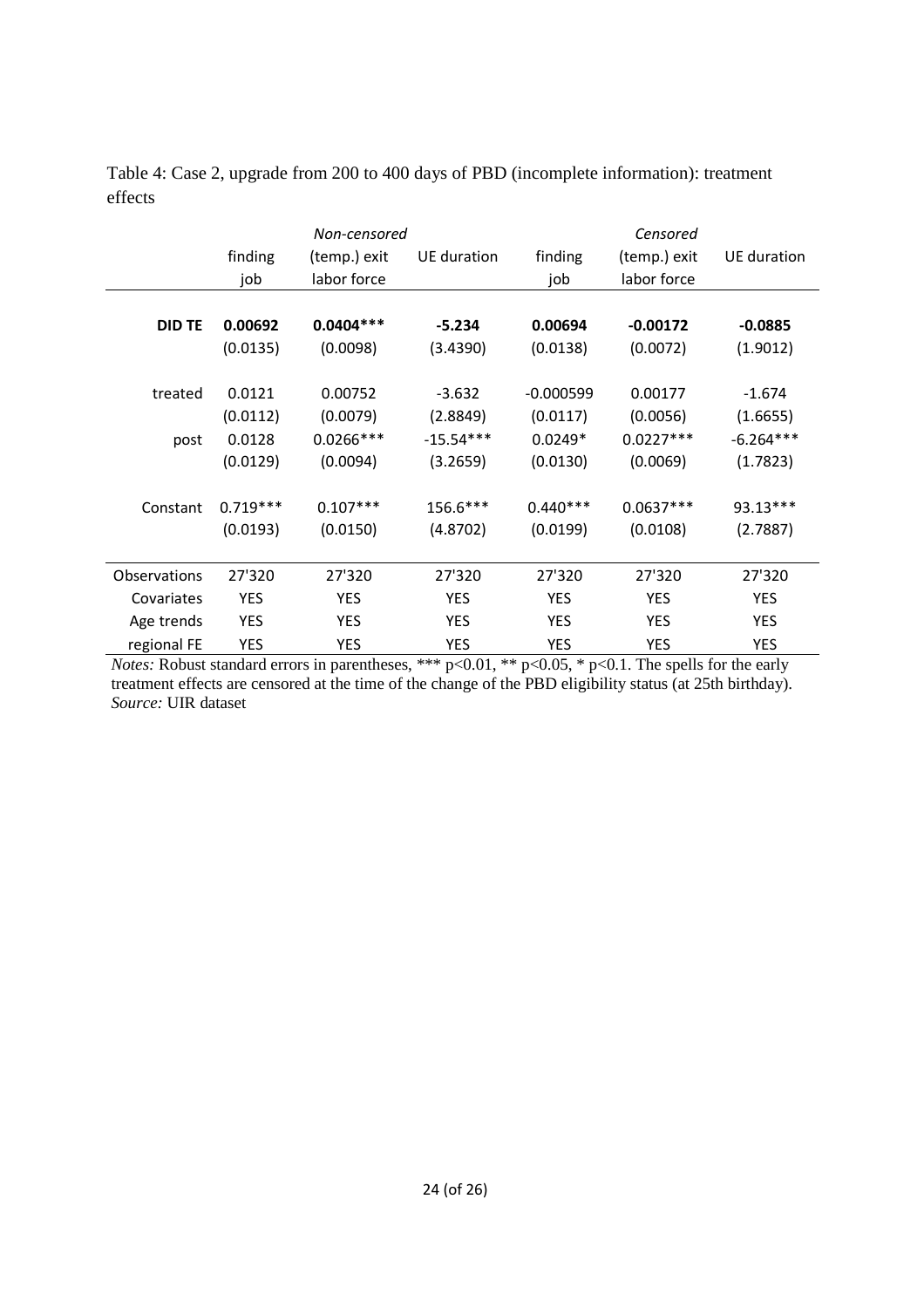Table 4: Case 2, upgrade from 200 to 400 days of PBD (incomplete information): treatment effects

| | *Non-censored* | | | *Censored* | | |
|---|---|---|---|---|---|---|
| | finding job | (temp.) exit labor force | UE duration | finding job | (temp.) exit labor force | UE duration |
| **DID TE** | **0.00692** | **0.0404*** ** | **-5.234** | **0.00694** | **-0.00172** | **-0.0885** |
| | (0.0135) | (0.0098) | (3.4390) | (0.0138) | (0.0072) | (1.9012) |
| treated | 0.0121 | 0.00752 | -3.632 | -0.000599 | 0.00177 | -1.674 |
| | (0.0112) | (0.0079) | (2.8849) | (0.0117) | (0.0056) | (1.6655) |
| post | 0.0128 | 0.0266*** | -15.54*** | 0.0249* | 0.0227*** | -6.264*** |
| | (0.0129) | (0.0094) | (3.2659) | (0.0130) | (0.0069) | (1.7823) |
| Constant | 0.719*** | 0.107*** | 156.6*** | 0.440*** | 0.0637*** | 93.13*** |
| | (0.0193) | (0.0150) | (4.8702) | (0.0199) | (0.0108) | (2.7887) |
| Observations | 27'320 | 27'320 | 27'320 | 27'320 | 27'320 | 27'320 |
| Covariates | YES | YES | YES | YES | YES | YES |
| Age trends | YES | YES | YES | YES | YES | YES |
| regional FE | YES | YES | YES | YES | YES | YES |

*Notes:* Robust standard errors in parentheses, *** p<0.01, ** p<0.05, * p<0.1. The spells for the early treatment effects are censored at the time of the change of the PBD eligibility status (at 25th birthday).
*Source:* UIR dataset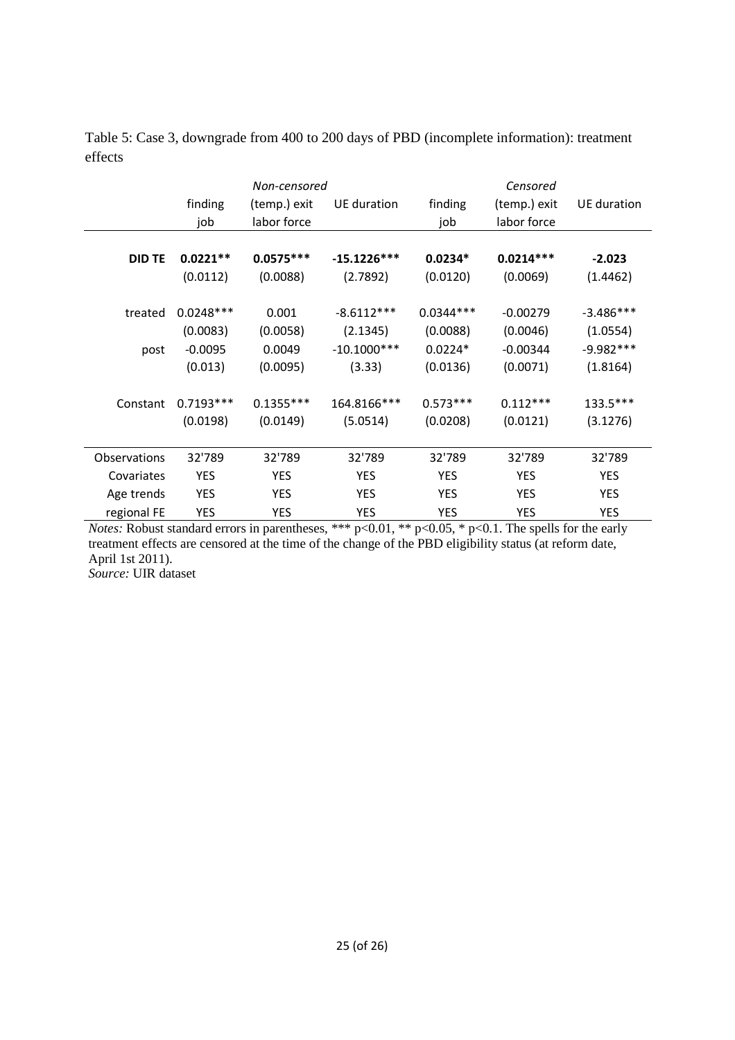Table 5: Case 3, downgrade from 400 to 200 days of PBD (incomplete information): treatment effects

| | *Non-censored* | | | *Censored* | | |
|---|---|---|---|---|---|---|
| | finding job | (temp.) exit labor force | UE duration | finding job | (temp.) exit labor force | UE duration |
| **DID TE** | **0.0221**** | **0.0575***** | **-15.1226***** | **0.0234*** | **0.0214***** | **-2.023** |
| | (0.0112) | (0.0088) | (2.7892) | (0.0120) | (0.0069) | (1.4462) |
| treated | 0.0248*** | 0.001 | -8.6112*** | 0.0344*** | -0.00279 | -3.486*** |
| | (0.0083) | (0.0058) | (2.1345) | (0.0088) | (0.0046) | (1.0554) |
| post | -0.0095 | 0.0049 | -10.1000*** | 0.0224* | -0.00344 | -9.982*** |
| | (0.013) | (0.0095) | (3.33) | (0.0136) | (0.0071) | (1.8164) |
| Constant | 0.7193*** | 0.1355*** | 164.8166*** | 0.573*** | 0.112*** | 133.5*** |
| | (0.0198) | (0.0149) | (5.0514) | (0.0208) | (0.0121) | (3.1276) |
| Observations | 32'789 | 32'789 | 32'789 | 32'789 | 32'789 | 32'789 |
| Covariates | YES | YES | YES | YES | YES | YES |
| Age trends | YES | YES | YES | YES | YES | YES |
| regional FE | YES | YES | YES | YES | YES | YES |

*Notes:* Robust standard errors in parentheses, *** p<0.01, ** p<0.05, * p<0.1. The spells for the early treatment effects are censored at the time of the change of the PBD eligibility status (at reform date, April 1st 2011).
*Source:* UIR dataset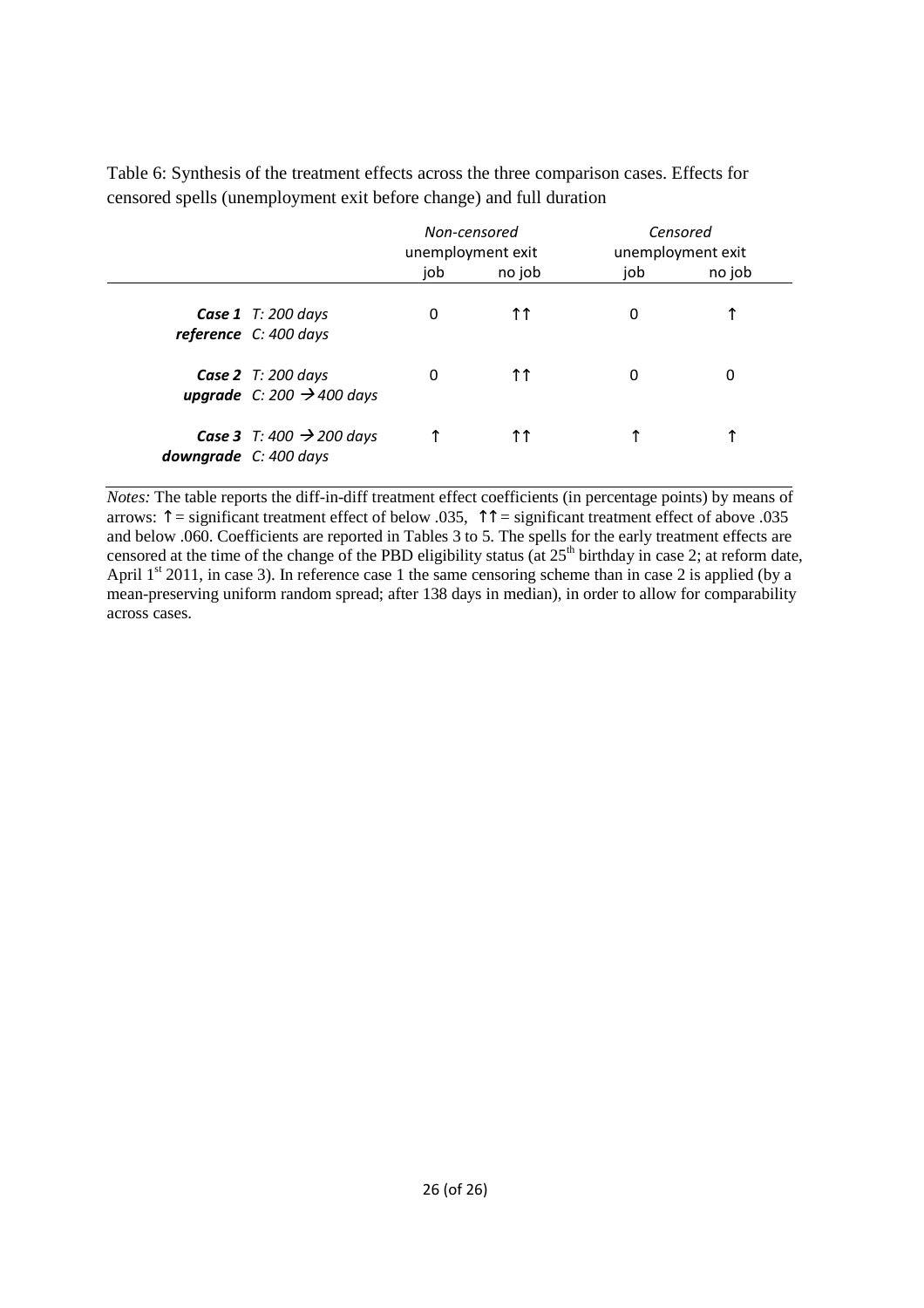Table 6: Synthesis of the treatment effects across the three comparison cases. Effects for censored spells (unemployment exit before change) and full duration

| | Non-censored unemployment exit | | Censored unemployment exit | |
|---|---|---|---|---|
| | job | no job | job | no job |
| ***Case 1*** *T: 200 days* ***reference*** *C: 400 days* | 0 | ↑↑ | 0 | ↑ |
| ***Case 2*** *T: 200 days* ***upgrade*** *C: 200 → 400 days* | 0 | ↑↑ | 0 | 0 |
| ***Case 3*** *T: 400 → 200 days* ***downgrade*** *C: 400 days* | ↑ | ↑↑ | ↑ | ↑ |

*Notes:* The table reports the diff-in-diff treatment effect coefficients (in percentage points) by means of arrows: ↑ = significant treatment effect of below .035, ↑↑ = significant treatment effect of above .035 and below .060. Coefficients are reported in Tables 3 to 5. The spells for the early treatment effects are censored at the time of the change of the PBD eligibility status (at 25th birthday in case 2; at reform date, April 1st 2011, in case 3). In reference case 1 the same censoring scheme than in case 2 is applied (by a mean-preserving uniform random spread; after 138 days in median), in order to allow for comparability across cases.